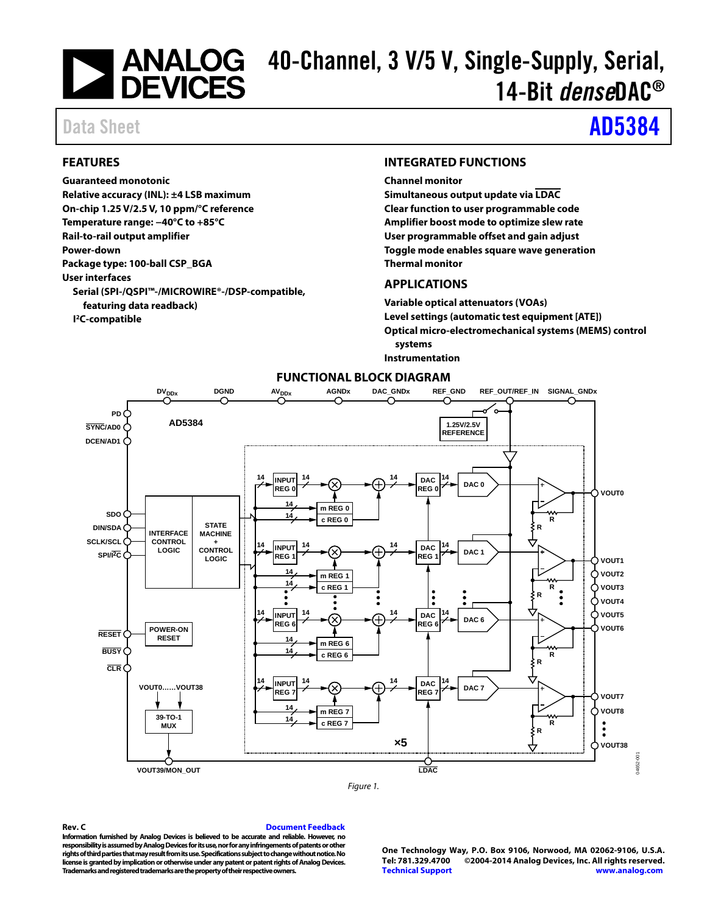# ANALOG DEVICES

# 40-Channel, 3 V/5 V, Single-Supply, Serial, 14-Bit *dense*DAC®

Data Sheet **AD5384**

## FEATURES

**Guaranteed monotonic**
**Relative accuracy (INL): ±4 LSB maximum**
**On-chip 1.25 V/2.5 V, 10 ppm/°C reference**
**Temperature range: −40°C to +85°C**
**Rail-to-rail output amplifier**
**Power-down**
**Package type: 100-ball CSP_BGA**
**User interfaces**
- **Serial (SPI-/QSPI™-/MICROWIRE®-/DSP-compatible, featuring data readback)**
- **I²C-compatible**

## INTEGRATED FUNCTIONS

**Channel monitor**
**Simultaneous output update via LDAC**
**Clear function to user programmable code**
**Amplifier boost mode to optimize slew rate**
**User programmable offset and gain adjust**
**Toggle mode enables square wave generation**
**Thermal monitor**

## APPLICATIONS

**Variable optical attenuators (VOAs)**
**Level settings (automatic test equipment [ATE])**
**Optical micro-electromechanical systems (MEMS) control systems**
**Instrumentation**

## FUNCTIONAL BLOCK DIAGRAM

Figure 1.

**Rev. C** Document Feedback

**Information furnished by Analog Devices is believed to be accurate and reliable. However, no responsibility is assumed by Analog Devices for its use, nor for any infringements of patents or other rights of third parties that may result from its use. Specifications subject to change without notice. No license is granted by implication or otherwise under any patent or patent rights of Analog Devices. Trademarks and registered trademarks are the property of their respective owners.**

**One Technology Way, P.O. Box 9106, Norwood, MA 02062-9106, U.S.A.**
**Tel: 781.329.4700 ©2004-2014 Analog Devices, Inc. All rights reserved.**
**Technical Support www.analog.com**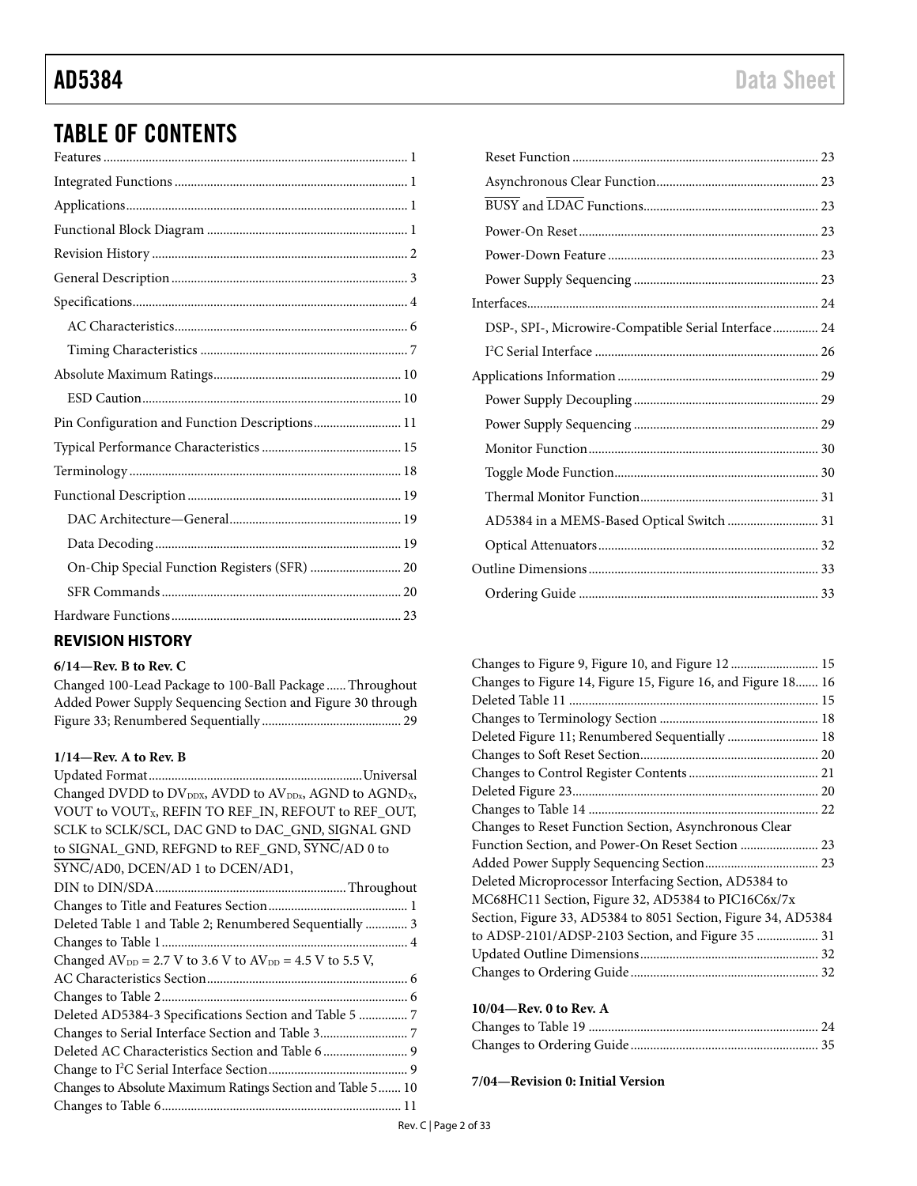# TABLE OF CONTENTS

Features ... 1
Integrated Functions ... 1
Applications ... 1
Functional Block Diagram ... 1
Revision History ... 2
General Description ... 3
Specifications ... 4
- AC Characteristics ... 6
- Timing Characteristics ... 7

Absolute Maximum Ratings ... 10
- ESD Caution ... 10

Pin Configuration and Function Descriptions ... 11
Typical Performance Characteristics ... 15
Terminology ... 18
Functional Description ... 19
- DAC Architecture—General ... 19
- Data Decoding ... 19
- On-Chip Special Function Registers (SFR) ... 20
- SFR Commands ... 20

Hardware Functions ... 23
- Reset Function ... 23
- Asynchronous Clear Function ... 23
- BUSY and LDAC Functions ... 23
- Power-On Reset ... 23
- Power-Down Feature ... 23
- Power Supply Sequencing ... 23

Interfaces ... 24
- DSP-, SPI-, Microwire-Compatible Serial Interface ... 24
- I²C Serial Interface ... 26

Applications Information ... 29
- Power Supply Decoupling ... 29
- Power Supply Sequencing ... 29
- Monitor Function ... 30
- Toggle Mode Function ... 30
- Thermal Monitor Function ... 31
- AD5384 in a MEMS-Based Optical Switch ... 31
- Optical Attenuators ... 32

Outline Dimensions ... 33
- Ordering Guide ... 33

## REVISION HISTORY

**6/14—Rev. B to Rev. C**

Changed 100-Lead Package to 100-Ball Package ... Throughout
Added Power Supply Sequencing Section and Figure 30 through Figure 33; Renumbered Sequentially ... 29

**1/14—Rev. A to Rev. B**

Updated Format ... Universal
Changed DVDD to $DV_{DDX}$, AVDD to $AV_{DDx}$, AGND to $AGND_X$, VOUT to $VOUT_X$, REFIN TO REF_IN, REFOUT to REF_OUT, SCLK to SCLK/SCL, DAC GND to DAC_GND, SIGNAL GND to SIGNAL_GND, REFGND to REF_GND, SYNC/AD 0 to SYNC/AD0, DCEN/AD 1 to DCEN/AD1, DIN to DIN/SDA ... Throughout
Changes to Title and Features Section ... 1
Deleted Table 1 and Table 2; Renumbered Sequentially ... 3
Changes to Table 1 ... 4
Changed $AV_{DD}$ = 2.7 V to 3.6 V to $AV_{DD}$ = 4.5 V to 5.5 V, AC Characteristics Section ... 6
Changes to Table 2 ... 6
Deleted AD5384-3 Specifications Section and Table 5 ... 7
Changes to Serial Interface Section and Table 3 ... 7
Deleted AC Characteristics Section and Table 6 ... 9
Change to I²C Serial Interface Section ... 9
Changes to Absolute Maximum Ratings Section and Table 5 ... 10
Changes to Table 6 ... 11
Changes to Figure 9, Figure 10, and Figure 12 ... 15
Changes to Figure 14, Figure 15, Figure 16, and Figure 18 ... 16
Deleted Table 11 ... 15
Changes to Terminology Section ... 18
Deleted Figure 11; Renumbered Sequentially ... 18
Changes to Soft Reset Section ... 20
Changes to Control Register Contents ... 21
Deleted Figure 23 ... 20
Changes to Table 14 ... 22
Changes to Reset Function Section, Asynchronous Clear Function Section, and Power-On Reset Section ... 23
Added Power Supply Sequencing Section ... 23
Deleted Microprocessor Interfacing Section, AD5384 to MC68HC11 Section, Figure 32, AD5384 to PIC16C6x/7x Section, Figure 33, AD5384 to 8051 Section, Figure 34, AD5384 to ADSP-2101/ADSP-2103 Section, and Figure 35 ... 31
Updated Outline Dimensions ... 32
Changes to Ordering Guide ... 32

**10/04—Rev. 0 to Rev. A**

Changes to Table 19 ... 24
Changes to Ordering Guide ... 35

**7/04—Revision 0: Initial Version**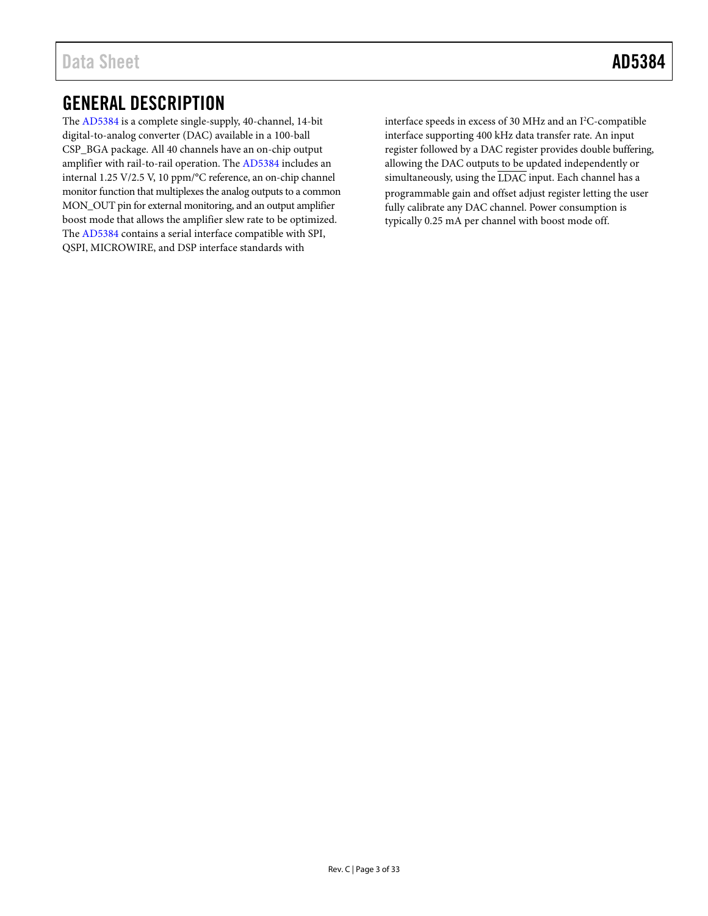## GENERAL DESCRIPTION

The AD5384 is a complete single-supply, 40-channel, 14-bit digital-to-analog converter (DAC) available in a 100-ball CSP_BGA package. All 40 channels have an on-chip output amplifier with rail-to-rail operation. The AD5384 includes an internal 1.25 V/2.5 V, 10 ppm/°C reference, an on-chip channel monitor function that multiplexes the analog outputs to a common MON_OUT pin for external monitoring, and an output amplifier boost mode that allows the amplifier slew rate to be optimized. The AD5384 contains a serial interface compatible with SPI, QSPI, MICROWIRE, and DSP interface standards with interface speeds in excess of 30 MHz and an I²C-compatible interface supporting 400 kHz data transfer rate. An input register followed by a DAC register provides double buffering, allowing the DAC outputs to be updated independently or simultaneously, using the LDAC input. Each channel has a programmable gain and offset adjust register letting the user fully calibrate any DAC channel. Power consumption is typically 0.25 mA per channel with boost mode off.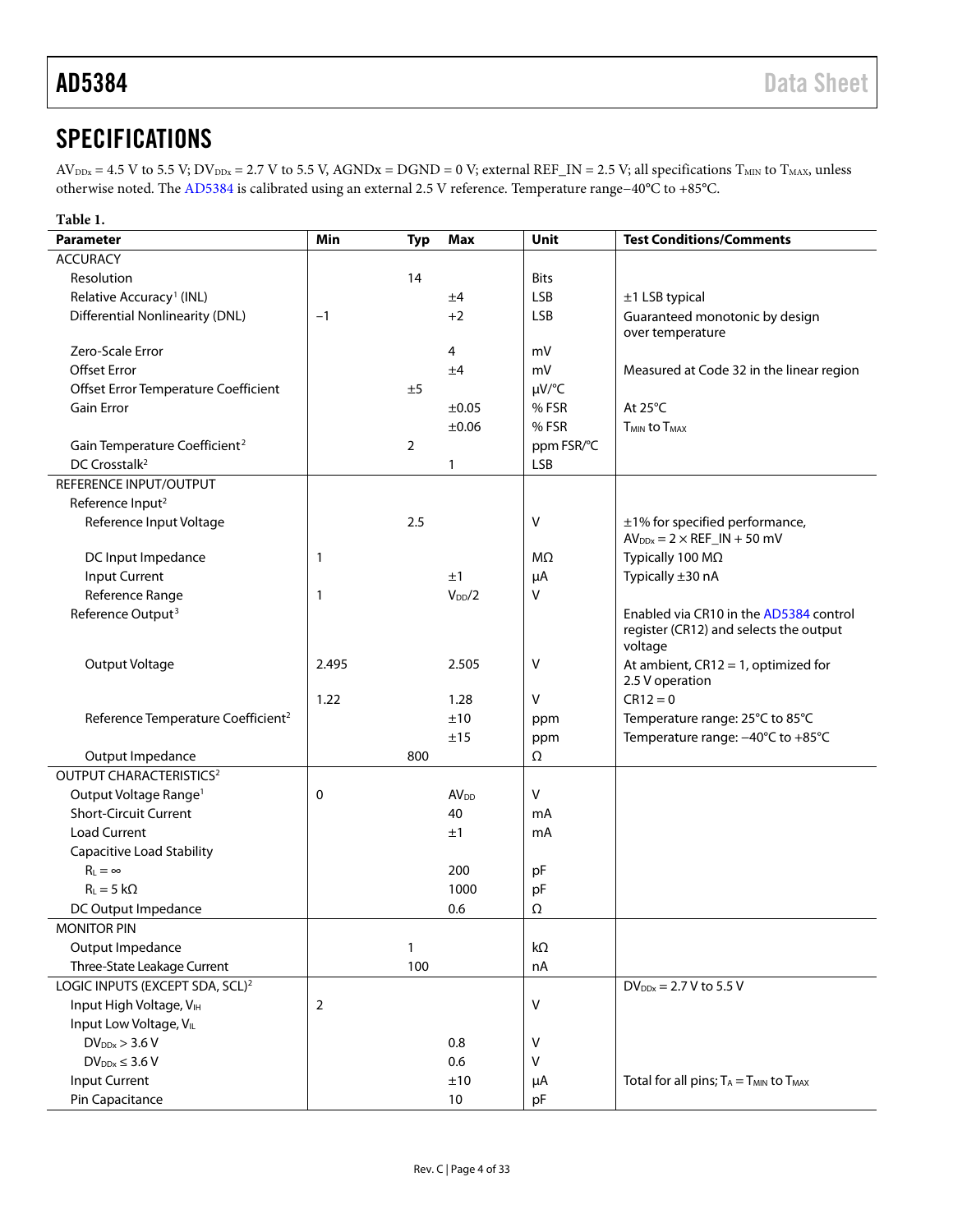## SPECIFICATIONS

$AV_{DDx}$ = 4.5 V to 5.5 V; $DV_{DDx}$ = 2.7 V to 5.5 V, AGNDx = DGND = 0 V; external REF_IN = 2.5 V; all specifications $T_{MIN}$ to $T_{MAX}$, unless otherwise noted. The AD5384 is calibrated using an external 2.5 V reference. Temperature range−40°C to +85°C.

**Table 1.**

| Parameter | Min | Typ | Max | Unit | Test Conditions/Comments |
|---|---|---|---|---|---|
| ACCURACY | | | | | |
| Resolution | | 14 | | Bits | |
| Relative Accuracy[1] (INL) | | | ±4 | LSB | ±1 LSB typical |
| Differential Nonlinearity (DNL) | −1 | | +2 | LSB | Guaranteed monotonic by design over temperature |
| Zero-Scale Error | | | 4 | mV | |
| Offset Error | | | ±4 | mV | Measured at Code 32 in the linear region |
| Offset Error Temperature Coefficient | | ±5 | | μV/°C | |
| Gain Error | | | ±0.05 | % FSR | At 25°C |
| | | | ±0.06 | % FSR | $T_{MIN}$ to $T_{MAX}$ |
| Gain Temperature Coefficient[2] | | 2 | | ppm FSR/°C | |
| DC Crosstalk[2] | | | 1 | LSB | |
| REFERENCE INPUT/OUTPUT | | | | | |
| Reference Input[2] | | | | | |
| Reference Input Voltage | | 2.5 | | V | ±1% for specified performance, $AV_{DDx}$ = 2 × REF_IN + 50 mV |
| DC Input Impedance | 1 | | | MΩ | Typically 100 MΩ |
| Input Current | | | ±1 | μA | Typically ±30 nA |
| Reference Range | 1 | | $V_{DD}/2$ | V | |
| Reference Output[3] | | | | | Enabled via CR10 in the AD5384 control register (CR12) and selects the output voltage |
| Output Voltage | 2.495 | | 2.505 | V | At ambient, CR12 = 1, optimized for 2.5 V operation |
| | 1.22 | | 1.28 | V | CR12 = 0 |
| Reference Temperature Coefficient[2] | | | ±10 | ppm | Temperature range: 25°C to 85°C |
| | | | ±15 | ppm | Temperature range: −40°C to +85°C |
| Output Impedance | | 800 | | Ω | |
| OUTPUT CHARACTERISTICS[2] | | | | | |
| Output Voltage Range[1] | 0 | | $AV_{DD}$ | V | |
| Short-Circuit Current | | | 40 | mA | |
| Load Current | | | ±1 | mA | |
| Capacitive Load Stability | | | | | |
| $R_L = \infty$ | | | 200 | pF | |
| $R_L$ = 5 kΩ | | | 1000 | pF | |
| DC Output Impedance | | | 0.6 | Ω | |
| MONITOR PIN | | | | | |
| Output Impedance | | 1 | | kΩ | |
| Three-State Leakage Current | | 100 | | nA | |
| LOGIC INPUTS (EXCEPT SDA, SCL)[2] | | | | | $DV_{DDx}$ = 2.7 V to 5.5 V |
| Input High Voltage, $V_{IH}$ | 2 | | | V | |
| Input Low Voltage, $V_{IL}$ | | | | | |
| $DV_{DDx}$ > 3.6 V | | | 0.8 | V | |
| $DV_{DDx}$ ≤ 3.6 V | | | 0.6 | V | |
| Input Current | | | ±10 | μA | Total for all pins; $T_A = T_{MIN}$ to $T_{MAX}$ |
| Pin Capacitance | | | 10 | pF | |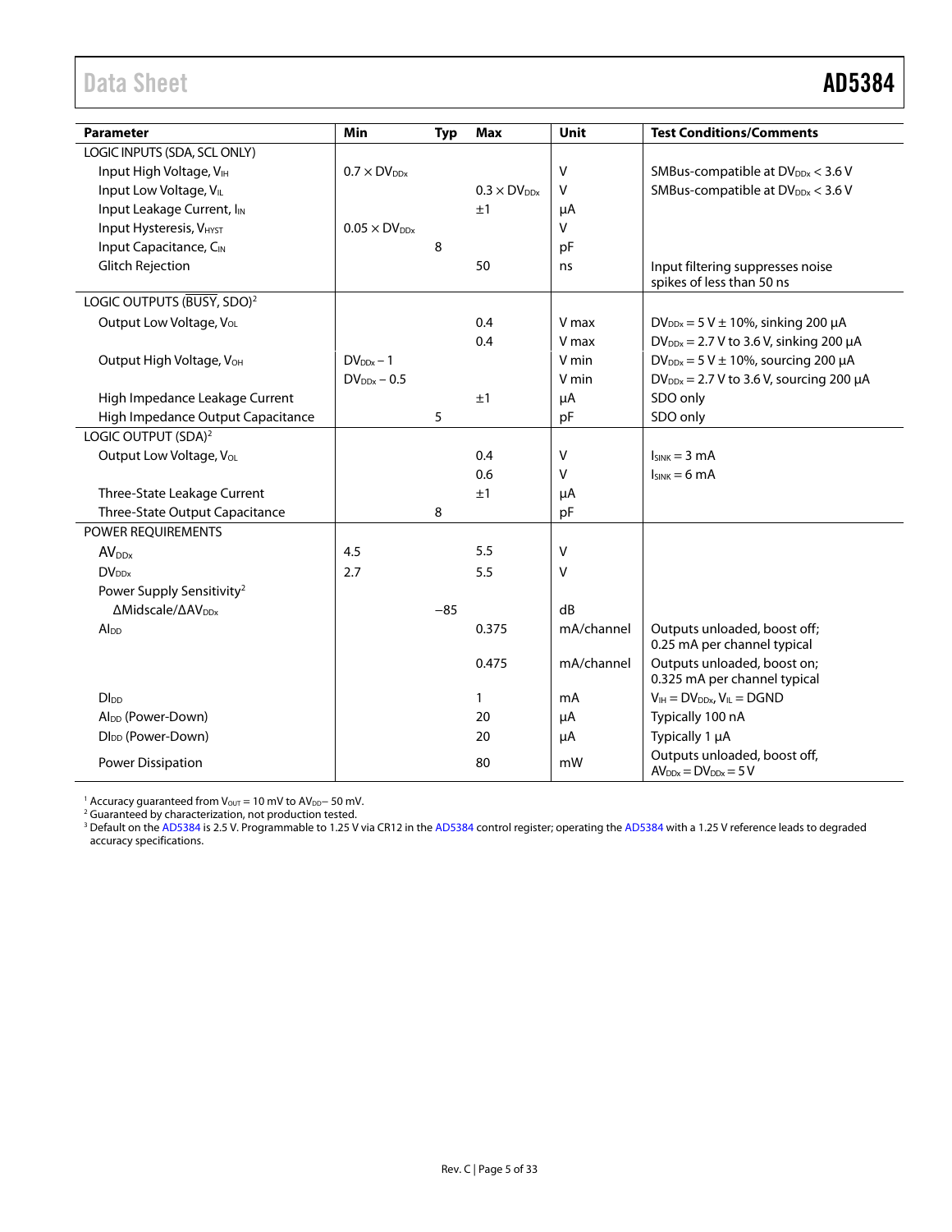| Parameter | Min | Typ | Max | Unit | Test Conditions/Comments |
|---|---|---|---|---|---|
| LOGIC INPUTS (SDA, SCL ONLY) | | | | | |
| Input High Voltage, $V_{IH}$ | $0.7 \times DV_{DDx}$ | | | V | SMBus-compatible at $DV_{DDx} < 3.6$ V |
| Input Low Voltage, $V_{IL}$ | | | $0.3 \times DV_{DDx}$ | V | SMBus-compatible at $DV_{DDx} < 3.6$ V |
| Input Leakage Current, $I_{IN}$ | | | ±1 | μA | |
| Input Hysteresis, $V_{HYST}$ | $0.05 \times DV_{DDx}$ | | | V | |
| Input Capacitance, $C_{IN}$ | | 8 | | pF | |
| Glitch Rejection | | | 50 | ns | Input filtering suppresses noise spikes of less than 50 ns |
| LOGIC OUTPUTS ($\overline{BUSY}$, SDO)[2] | | | | | |
| Output Low Voltage, $V_{OL}$ | | | 0.4 | V max | $DV_{DDx}$ = 5 V ± 10%, sinking 200 μA |
| | | | 0.4 | V max | $DV_{DDx}$ = 2.7 V to 3.6 V, sinking 200 μA |
| Output High Voltage, $V_{OH}$ | $DV_{DDx} - 1$ | | | V min | $DV_{DDx}$ = 5 V ± 10%, sourcing 200 μA |
| | $DV_{DDx} - 0.5$ | | | V min | $DV_{DDx}$ = 2.7 V to 3.6 V, sourcing 200 μA |
| High Impedance Leakage Current | | | ±1 | μA | SDO only |
| High Impedance Output Capacitance | | 5 | | pF | SDO only |
| LOGIC OUTPUT (SDA)[2] | | | | | |
| Output Low Voltage, $V_{OL}$ | | | 0.4 | V | $I_{SINK}$ = 3 mA |
| | | | 0.6 | V | $I_{SINK}$ = 6 mA |
| Three-State Leakage Current | | | ±1 | μA | |
| Three-State Output Capacitance | | 8 | | pF | |
| POWER REQUIREMENTS | | | | | |
| $AV_{DDx}$ | 4.5 | | 5.5 | V | |
| $DV_{DDx}$ | 2.7 | | 5.5 | V | |
| Power Supply Sensitivity[2] | | | | | |
| ΔMidscale/Δ$AV_{DDx}$ | | −85 | | dB | |
| $AI_{DD}$ | | | 0.375 | mA/channel | Outputs unloaded, boost off; 0.25 mA per channel typical |
| | | | 0.475 | mA/channel | Outputs unloaded, boost on; 0.325 mA per channel typical |
| $DI_{DD}$ | | | 1 | mA | $V_{IH} = DV_{DDx}$, $V_{IL}$ = DGND |
| $AI_{DD}$ (Power-Down) | | | 20 | μA | Typically 100 nA |
| $DI_{DD}$ (Power-Down) | | | 20 | μA | Typically 1 μA |
| Power Dissipation | | | 80 | mW | Outputs unloaded, boost off, $AV_{DDx} = DV_{DDx}$ = 5 V |

[1] Accuracy guaranteed from $V_{OUT}$ = 10 mV to $AV_{DD}$ − 50 mV.
[2] Guaranteed by characterization, not production tested.
[3] Default on the AD5384 is 2.5 V. Programmable to 1.25 V via CR12 in the AD5384 control register; operating the AD5384 with a 1.25 V reference leads to degraded accuracy specifications.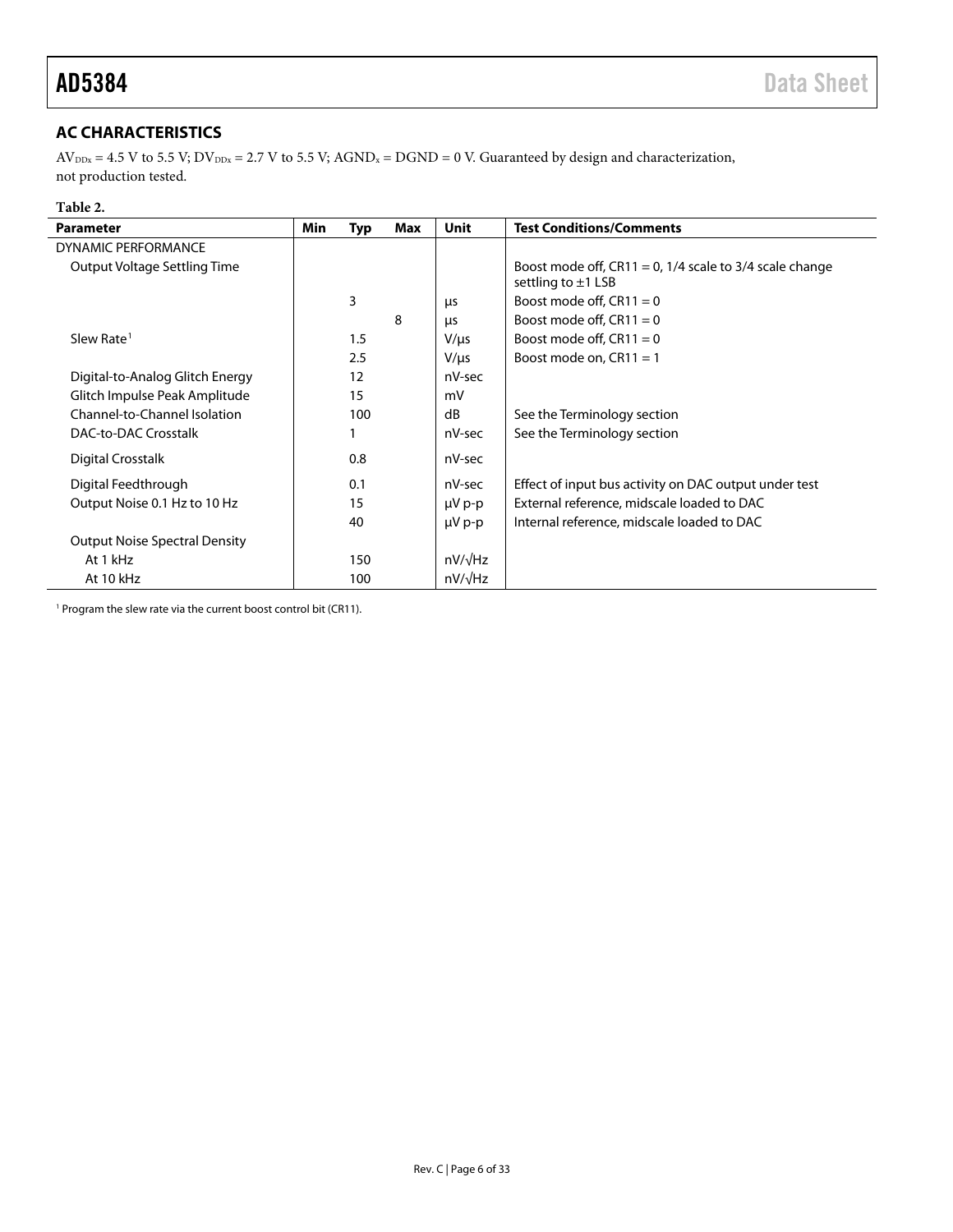## AC CHARACTERISTICS

$AV_{DDx}$ = 4.5 V to 5.5 V; $DV_{DDx}$ = 2.7 V to 5.5 V; $AGND_x$ = DGND = 0 V. Guaranteed by design and characterization, not production tested.

**Table 2.**

| Parameter | Min | Typ | Max | Unit | Test Conditions/Comments |
|---|---|---|---|---|---|
| DYNAMIC PERFORMANCE | | | | | |
| Output Voltage Settling Time | | | | | Boost mode off, CR11 = 0, 1/4 scale to 3/4 scale change settling to ±1 LSB |
| | | 3 | | µs | Boost mode off, CR11 = 0 |
| | | | 8 | µs | Boost mode off, CR11 = 0 |
| Slew Rate[1] | | 1.5 | | V/µs | Boost mode off, CR11 = 0 |
| | | 2.5 | | V/µs | Boost mode on, CR11 = 1 |
| Digital-to-Analog Glitch Energy | | 12 | | nV-sec | |
| Glitch Impulse Peak Amplitude | | 15 | | mV | |
| Channel-to-Channel Isolation | | 100 | | dB | See the Terminology section |
| DAC-to-DAC Crosstalk | | 1 | | nV-sec | See the Terminology section |
| Digital Crosstalk | | 0.8 | | nV-sec | |
| Digital Feedthrough | | 0.1 | | nV-sec | Effect of input bus activity on DAC output under test |
| Output Noise 0.1 Hz to 10 Hz | | 15 | | µV p-p | External reference, midscale loaded to DAC |
| | | 40 | | µV p-p | Internal reference, midscale loaded to DAC |
| Output Noise Spectral Density | | | | | |
| At 1 kHz | | 150 | | nV/√Hz | |
| At 10 kHz | | 100 | | nV/√Hz | |

[1] Program the slew rate via the current boost control bit (CR11).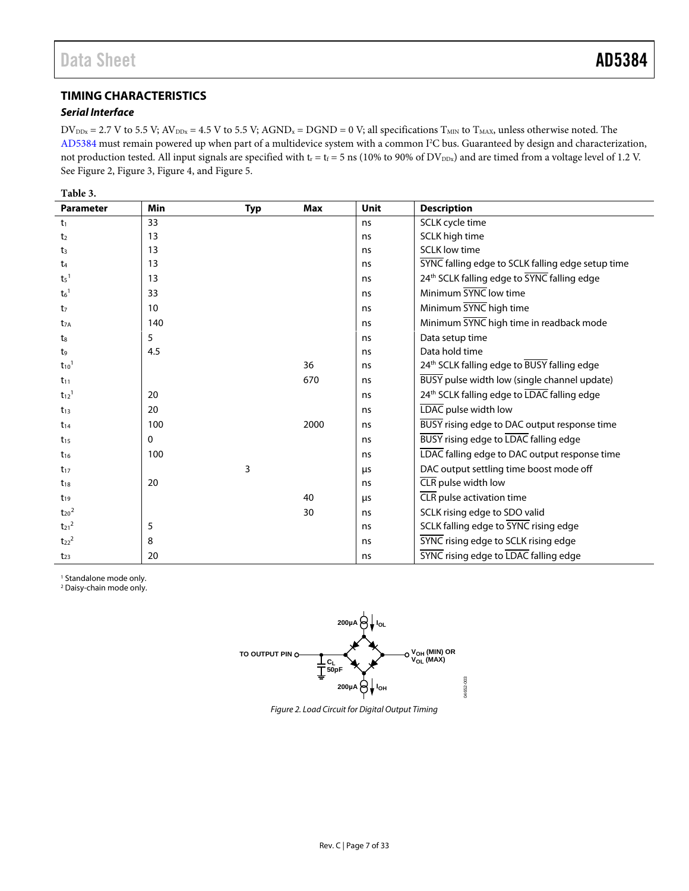## TIMING CHARACTERISTICS

### *Serial Interface*

$DV_{DDx}$ = 2.7 V to 5.5 V; $AV_{DDx}$ = 4.5 V to 5.5 V; $AGND_x$ = DGND = 0 V; all specifications $T_{MIN}$ to $T_{MAX}$, unless otherwise noted. The AD5384 must remain powered up when part of a multidevice system with a common I²C bus. Guaranteed by design and characterization, not production tested. All input signals are specified with $t_r$ = $t_f$ = 5 ns (10% to 90% of $DV_{DDx}$) and are timed from a voltage level of 1.2 V. See Figure 2, Figure 3, Figure 4, and Figure 5.

**Table 3.**

| Parameter | Min | Typ | Max | Unit | Description |
|---|---|---|---|---|---|
| $t_1$ | 33 | | | ns | SCLK cycle time |
| $t_2$ | 13 | | | ns | SCLK high time |
| $t_3$ | 13 | | | ns | SCLK low time |
| $t_4$ | 13 | | | ns | $\overline{SYNC}$ falling edge to SCLK falling edge setup time |
| $t_5$[1] | 13 | | | ns | 24th SCLK falling edge to $\overline{SYNC}$ falling edge |
| $t_6$[1] | 33 | | | ns | Minimum $\overline{SYNC}$ low time |
| $t_7$ | 10 | | | ns | Minimum $\overline{SYNC}$ high time |
| $t_{7A}$ | 140 | | | ns | Minimum $\overline{SYNC}$ high time in readback mode |
| $t_8$ | 5 | | | ns | Data setup time |
| $t_9$ | 4.5 | | | ns | Data hold time |
| $t_{10}$[1] | | | 36 | ns | 24th SCLK falling edge to $\overline{BUSY}$ falling edge |
| $t_{11}$ | | | 670 | ns | $\overline{BUSY}$ pulse width low (single channel update) |
| $t_{12}$[1] | 20 | | | ns | 24th SCLK falling edge to $\overline{LDAC}$ falling edge |
| $t_{13}$ | 20 | | | ns | $\overline{LDAC}$ pulse width low |
| $t_{14}$ | 100 | | 2000 | ns | $\overline{BUSY}$ rising edge to DAC output response time |
| $t_{15}$ | 0 | | | ns | $\overline{BUSY}$ rising edge to $\overline{LDAC}$ falling edge |
| $t_{16}$ | 100 | | | ns | $\overline{LDAC}$ falling edge to DAC output response time |
| $t_{17}$ | | 3 | | μs | DAC output settling time boost mode off |
| $t_{18}$ | 20 | | | ns | $\overline{CLR}$ pulse width low |
| $t_{19}$ | | | 40 | μs | $\overline{CLR}$ pulse activation time |
| $t_{20}$[2] | | | 30 | ns | SCLK rising edge to SDO valid |
| $t_{21}$[2] | 5 | | | ns | SCLK falling edge to $\overline{SYNC}$ rising edge |
| $t_{22}$[2] | 8 | | | ns | $\overline{SYNC}$ rising edge to SCLK rising edge |
| $t_{23}$ | 20 | | | ns | $\overline{SYNC}$ rising edge to $\overline{LDAC}$ falling edge |

[1] Standalone mode only.
[2] Daisy-chain mode only.

*Figure 2. Load Circuit for Digital Output Timing*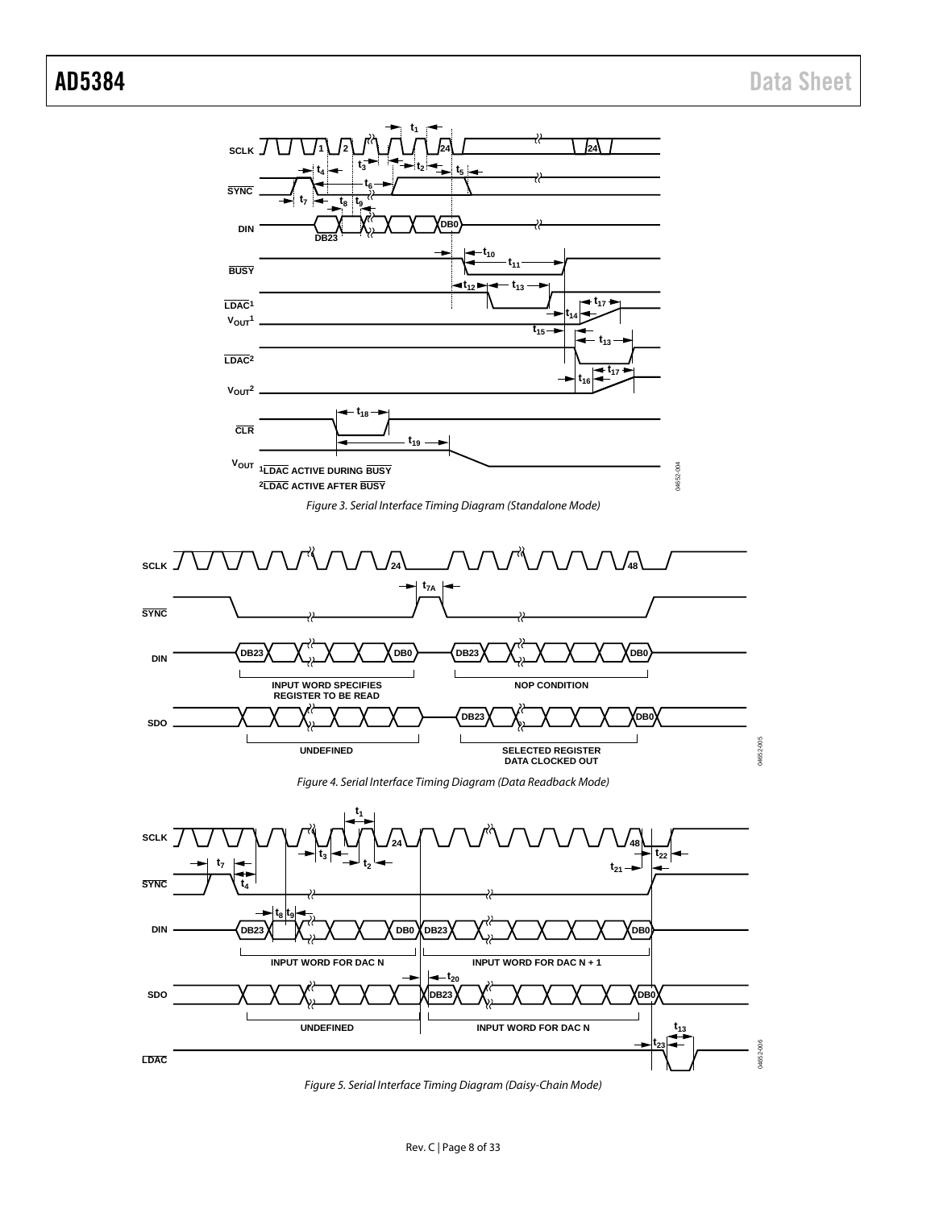Figure 3. Serial Interface Timing Diagram (Standalone Mode)

Figure 4. Serial Interface Timing Diagram (Data Readback Mode)

Figure 5. Serial Interface Timing Diagram (Daisy-Chain Mode)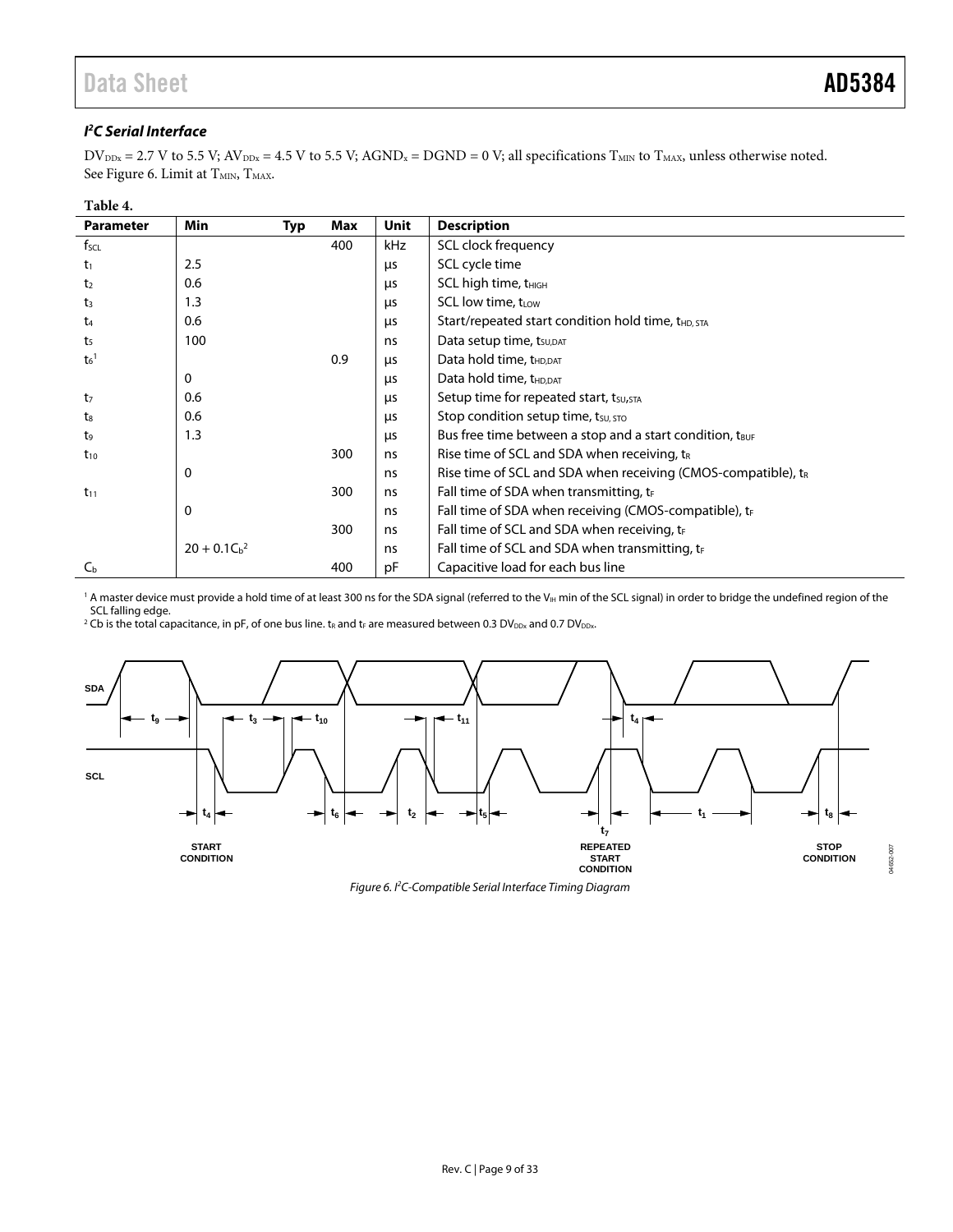### $I^2C$ Serial Interface

$DV_{DDx}$ = 2.7 V to 5.5 V; $AV_{DDx}$ = 4.5 V to 5.5 V; $AGND_x$ = DGND = 0 V; all specifications $T_{MIN}$ to $T_{MAX}$, unless otherwise noted. See Figure 6. Limit at $T_{MIN}$, $T_{MAX}$.

**Table 4.**

| Parameter | Min | Typ | Max | Unit | Description |
|---|---|---|---|---|---|
| $f_{SCL}$ | | | 400 | kHz | SCL clock frequency |
| $t_1$ | 2.5 | | | µs | SCL cycle time |
| $t_2$ | 0.6 | | | µs | SCL high time, $t_{HIGH}$ |
| $t_3$ | 1.3 | | | µs | SCL low time, $t_{LOW}$ |
| $t_4$ | 0.6 | | | µs | Start/repeated start condition hold time, $t_{HD,STA}$ |
| $t_5$ | 100 | | | ns | Data setup time, $t_{SU,DAT}$ |
| $t_6$[1] | | | 0.9 | µs | Data hold time, $t_{HD,DAT}$ |
| | 0 | | | µs | Data hold time, $t_{HD,DAT}$ |
| $t_7$ | 0.6 | | | µs | Setup time for repeated start, $t_{SU,STA}$ |
| $t_8$ | 0.6 | | | µs | Stop condition setup time, $t_{SU,STO}$ |
| $t_9$ | 1.3 | | | µs | Bus free time between a stop and a start condition, $t_{BUF}$ |
| $t_{10}$ | | | 300 | ns | Rise time of SCL and SDA when receiving, $t_R$ |
| | 0 | | | ns | Rise time of SCL and SDA when receiving (CMOS-compatible), $t_R$ |
| $t_{11}$ | | | 300 | ns | Fall time of SDA when transmitting, $t_F$ |
| | 0 | | | ns | Fall time of SDA when receiving (CMOS-compatible), $t_F$ |
| | | | 300 | ns | Fall time of SCL and SDA when receiving, $t_F$ |
| | $20 + 0.1C_b$[2] | | | ns | Fall time of SCL and SDA when transmitting, $t_F$ |
| $C_b$ | | | 400 | pF | Capacitive load for each bus line |

[1] A master device must provide a hold time of at least 300 ns for the SDA signal (referred to the $V_{IH}$ min of the SCL signal) in order to bridge the undefined region of the SCL falling edge.

[2] Cb is the total capacitance, in pF, of one bus line. $t_R$ and $t_F$ are measured between 0.3 $DV_{DDx}$ and 0.7 $DV_{DDx}$.

SDA
SCL
$t_9$ $t_3$ $t_{10}$ $t_{11}$ $t_4$
$t_4$ $t_6$ $t_2$ $t_5$ $t_7$ $t_1$ $t_8$
START CONDITION
REPEATED START CONDITION
STOP CONDITION
04652-007

*Figure 6. $I^2C$-Compatible Serial Interface Timing Diagram*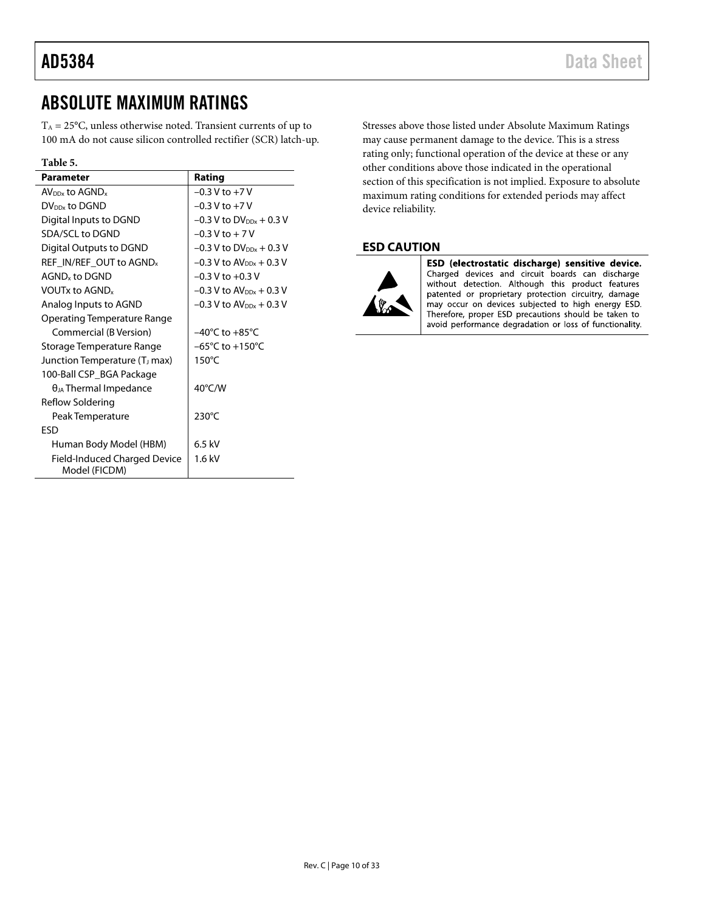# ABSOLUTE MAXIMUM RATINGS

$T_A$ = 25°C, unless otherwise noted. Transient currents of up to 100 mA do not cause silicon controlled rectifier (SCR) latch-up.

**Table 5.**

| Parameter | Rating |
|---|---|
| $AV_{DDx}$ to $AGND_x$ | −0.3 V to +7 V |
| $DV_{DDx}$ to DGND | −0.3 V to +7 V |
| Digital Inputs to DGND | −0.3 V to $DV_{DDx}$ + 0.3 V |
| SDA/SCL to DGND | −0.3 V to + 7 V |
| Digital Outputs to DGND | −0.3 V to $DV_{DDx}$ + 0.3 V |
| REF_IN/REF_OUT to $AGND_x$ | −0.3 V to $AV_{DDx}$ + 0.3 V |
| $AGND_x$ to DGND | −0.3 V to +0.3 V |
| VOUTx to $AGND_x$ | −0.3 V to $AV_{DDx}$ + 0.3 V |
| Analog Inputs to AGND | −0.3 V to $AV_{DDx}$ + 0.3 V |
| Operating Temperature Range | |
| Commercial (B Version) | −40°C to +85°C |
| Storage Temperature Range | −65°C to +150°C |
| Junction Temperature ($T_J$ max) | 150°C |
| 100-Ball CSP_BGA Package | |
| $θ_{JA}$ Thermal Impedance | 40°C/W |
| Reflow Soldering | |
| Peak Temperature | 230°C |
| ESD | |
| Human Body Model (HBM) | 6.5 kV |
| Field-Induced Charged Device Model (FICDM) | 1.6 kV |

Stresses above those listed under Absolute Maximum Ratings may cause permanent damage to the device. This is a stress rating only; functional operation of the device at these or any other conditions above those indicated in the operational section of this specification is not implied. Exposure to absolute maximum rating conditions for extended periods may affect device reliability.

## ESD CAUTION

**ESD (electrostatic discharge) sensitive device.** Charged devices and circuit boards can discharge without detection. Although this product features patented or proprietary protection circuitry, damage may occur on devices subjected to high energy ESD. Therefore, proper ESD precautions should be taken to avoid performance degradation or loss of functionality.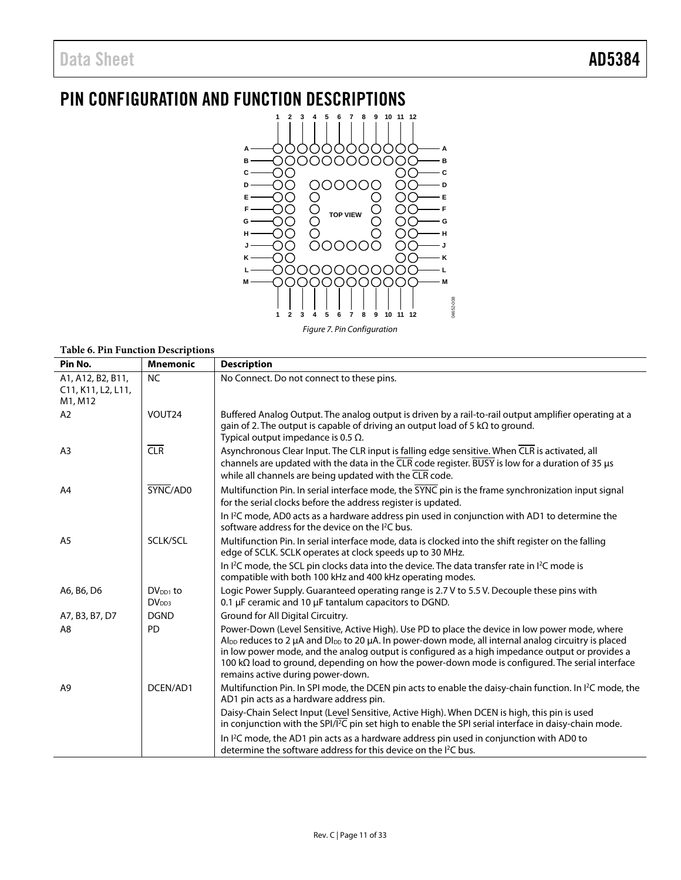# PIN CONFIGURATION AND FUNCTION DESCRIPTIONS

Figure 7. Pin Configuration

**Table 6. Pin Function Descriptions**

| Pin No. | Mnemonic | Description |
|---|---|---|
| A1, A12, B2, B11, C11, K11, L2, L11, M1, M12 | NC | No Connect. Do not connect to these pins. |
| A2 | VOUT24 | Buffered Analog Output. The analog output is driven by a rail-to-rail output amplifier operating at a gain of 2. The output is capable of driving an output load of 5 kΩ to ground. Typical output impedance is 0.5 Ω. |
| A3 | $\overline{CLR}$ | Asynchronous Clear Input. The CLR input is falling edge sensitive. When $\overline{CLR}$ is activated, all channels are updated with the data in the $\overline{CLR}$ code register. $\overline{BUSY}$ is low for a duration of 35 μs while all channels are being updated with the $\overline{CLR}$ code. |
| A4 | $\overline{SYNC}$/AD0 | Multifunction Pin. In serial interface mode, the $\overline{SYNC}$ pin is the frame synchronization input signal for the serial clocks before the address register is updated. In $I^2C$ mode, AD0 acts as a hardware address pin used in conjunction with AD1 to determine the software address for the device on the $I^2C$ bus. |
| A5 | SCLK/SCL | Multifunction Pin. In serial interface mode, data is clocked into the shift register on the falling edge of SCLK. SCLK operates at clock speeds up to 30 MHz. In $I^2C$ mode, the SCL pin clocks data into the device. The data transfer rate in $I^2C$ mode is compatible with both 100 kHz and 400 kHz operating modes. |
| A6, B6, D6 | $DV_{DD1}$ to $DV_{DD3}$ | Logic Power Supply. Guaranteed operating range is 2.7 V to 5.5 V. Decouple these pins with 0.1 μF ceramic and 10 μF tantalum capacitors to DGND. |
| A7, B3, B7, D7 | DGND | Ground for All Digital Circuitry. |
| A8 | PD | Power-Down (Level Sensitive, Active High). Use PD to place the device in low power mode, where $AI_{DD}$ reduces to 2 μA and $DI_{DD}$ to 20 μA. In power-down mode, all internal analog circuitry is placed in low power mode, and the analog output is configured as a high impedance output or provides a 100 kΩ load to ground, depending on how the power-down mode is configured. The serial interface remains active during power-down. |
| A9 | DCEN/AD1 | Multifunction Pin. In SPI mode, the DCEN pin acts to enable the daisy-chain function. In $I^2C$ mode, the AD1 pin acts as a hardware address pin. Daisy-Chain Select Input (Level Sensitive, Active High). When DCEN is high, this pin is used in conjunction with the SPI/$\overline{I^2C}$ pin set high to enable the SPI serial interface in daisy-chain mode. In $I^2C$ mode, the AD1 pin acts as a hardware address pin used in conjunction with AD0 to determine the software address for this device on the $I^2C$ bus. |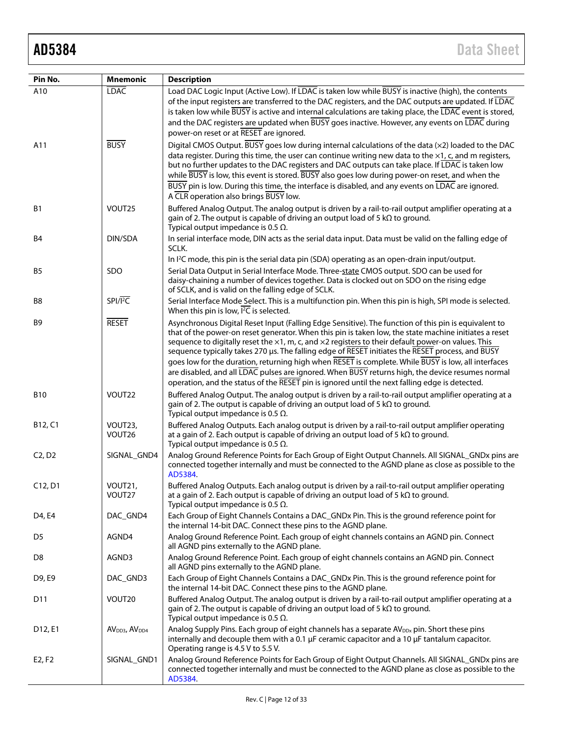| Pin No. | Mnemonic | Description |
| --- | --- | --- |
| A10 | $\overline{\text{LDAC}}$ | Load DAC Logic Input (Active Low). If $\overline{\text{LDAC}}$ is taken low while $\overline{\text{BUSY}}$ is inactive (high), the contents of the input registers are transferred to the DAC registers, and the DAC outputs are updated. If $\overline{\text{LDAC}}$ is taken low while $\overline{\text{BUSY}}$ is active and internal calculations are taking place, the $\overline{\text{LDAC}}$ event is stored, and the DAC registers are updated when $\overline{\text{BUSY}}$ goes inactive. However, any events on $\overline{\text{LDAC}}$ during power-on reset or at $\overline{\text{RESET}}$ are ignored. |
| A11 | $\overline{\text{BUSY}}$ | Digital CMOS Output. $\overline{\text{BUSY}}$ goes low during internal calculations of the data (×2) loaded to the DAC data register. During this time, the user can continue writing new data to the ×1, c, and m registers, but no further updates to the DAC registers and DAC outputs can take place. If $\overline{\text{LDAC}}$ is taken low while $\overline{\text{BUSY}}$ is low, this event is stored. $\overline{\text{BUSY}}$ also goes low during power-on reset, and when the $\overline{\text{BUSY}}$ pin is low. During this time, the interface is disabled, and any events on $\overline{\text{LDAC}}$ are ignored. A $\overline{\text{CLR}}$ operation also brings $\overline{\text{BUSY}}$ low. |
| B1 | VOUT25 | Buffered Analog Output. The analog output is driven by a rail-to-rail output amplifier operating at a gain of 2. The output is capable of driving an output load of 5 kΩ to ground. Typical output impedance is 0.5 Ω. |
| B4 | DIN/SDA | In serial interface mode, DIN acts as the serial data input. Data must be valid on the falling edge of SCLK. In I²C mode, this pin is the serial data pin (SDA) operating as an open-drain input/output. |
| B5 | SDO | Serial Data Output in Serial Interface Mode. Three-state CMOS output. SDO can be used for daisy-chaining a number of devices together. Data is clocked out on SDO on the rising edge of SCLK, and is valid on the falling edge of SCLK. |
| B8 | SPI/$\overline{\text{I}^2\text{C}}$ | Serial Interface Mode Select. This is a multifunction pin. When this pin is high, SPI mode is selected. When this pin is low, $\overline{\text{I}^2\text{C}}$ is selected. |
| B9 | $\overline{\text{RESET}}$ | Asynchronous Digital Reset Input (Falling Edge Sensitive). The function of this pin is equivalent to that of the power-on reset generator. When this pin is taken low, the state machine initiates a reset sequence to digitally reset the ×1, m, c, and ×2 registers to their default power-on values. This sequence typically takes 270 µs. The falling edge of $\overline{\text{RESET}}$ initiates the $\overline{\text{RESET}}$ process, and $\overline{\text{BUSY}}$ goes low for the duration, returning high when $\overline{\text{RESET}}$ is complete. While $\overline{\text{BUSY}}$ is low, all interfaces are disabled, and all $\overline{\text{LDAC}}$ pulses are ignored. When $\overline{\text{BUSY}}$ returns high, the device resumes normal operation, and the status of the $\overline{\text{RESET}}$ pin is ignored until the next falling edge is detected. |
| B10 | VOUT22 | Buffered Analog Output. The analog output is driven by a rail-to-rail output amplifier operating at a gain of 2. The output is capable of driving an output load of 5 kΩ to ground. Typical output impedance is 0.5 Ω. |
| B12, C1 | VOUT23, VOUT26 | Buffered Analog Outputs. Each analog output is driven by a rail-to-rail output amplifier operating at a gain of 2. Each output is capable of driving an output load of 5 kΩ to ground. Typical output impedance is 0.5 Ω. |
| C2, D2 | SIGNAL_GND4 | Analog Ground Reference Points for Each Group of Eight Output Channels. All SIGNAL_GNDx pins are connected together internally and must be connected to the AGND plane as close as possible to the AD5384. |
| C12, D1 | VOUT21, VOUT27 | Buffered Analog Outputs. Each analog output is driven by a rail-to-rail output amplifier operating at a gain of 2. Each output is capable of driving an output load of 5 kΩ to ground. Typical output impedance is 0.5 Ω. |
| D4, E4 | DAC_GND4 | Each Group of Eight Channels Contains a DAC_GNDx Pin. This is the ground reference point for the internal 14-bit DAC. Connect these pins to the AGND plane. |
| D5 | AGND4 | Analog Ground Reference Point. Each group of eight channels contains an AGND pin. Connect all AGND pins externally to the AGND plane. |
| D8 | AGND3 | Analog Ground Reference Point. Each group of eight channels contains an AGND pin. Connect all AGND pins externally to the AGND plane. |
| D9, E9 | DAC_GND3 | Each Group of Eight Channels Contains a DAC_GNDx Pin. This is the ground reference point for the internal 14-bit DAC. Connect these pins to the AGND plane. |
| D11 | VOUT20 | Buffered Analog Output. The analog output is driven by a rail-to-rail output amplifier operating at a gain of 2. The output is capable of driving an output load of 5 kΩ to ground. Typical output impedance is 0.5 Ω. |
| D12, E1 | $AV_{DD3}$, $AV_{DD4}$ | Analog Supply Pins. Each group of eight channels has a separate $AV_{DDx}$ pin. Short these pins internally and decouple them with a 0.1 µF ceramic capacitor and a 10 µF tantalum capacitor. Operating range is 4.5 V to 5.5 V. |
| E2, F2 | SIGNAL_GND1 | Analog Ground Reference Points for Each Group of Eight Output Channels. All SIGNAL_GNDx pins are connected together internally and must be connected to the AGND plane as close as possible to the AD5384. |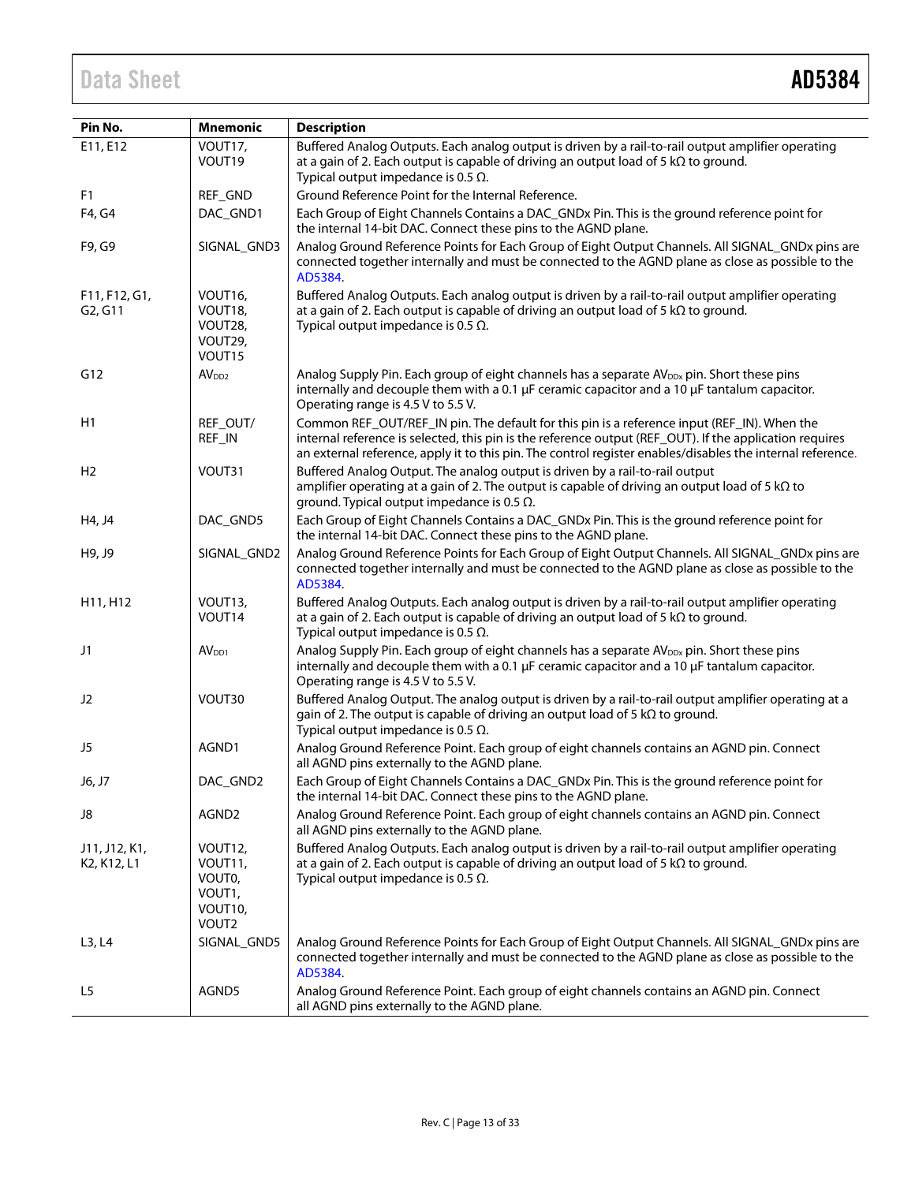| Pin No. | Mnemonic | Description |
|---|---|---|
| E11, E12 | VOUT17, VOUT19 | Buffered Analog Outputs. Each analog output is driven by a rail-to-rail output amplifier operating at a gain of 2. Each output is capable of driving an output load of 5 kΩ to ground. Typical output impedance is 0.5 Ω. |
| F1 | REF_GND | Ground Reference Point for the Internal Reference. |
| F4, G4 | DAC_GND1 | Each Group of Eight Channels Contains a DAC_GNDx Pin. This is the ground reference point for the internal 14-bit DAC. Connect these pins to the AGND plane. |
| F9, G9 | SIGNAL_GND3 | Analog Ground Reference Points for Each Group of Eight Output Channels. All SIGNAL_GNDx pins are connected together internally and must be connected to the AGND plane as close as possible to the AD5384. |
| F11, F12, G1, G2, G11 | VOUT16, VOUT18, VOUT28, VOUT29, VOUT15 | Buffered Analog Outputs. Each analog output is driven by a rail-to-rail output amplifier operating at a gain of 2. Each output is capable of driving an output load of 5 kΩ to ground. Typical output impedance is 0.5 Ω. |
| G12 | $AV_{DD2}$ | Analog Supply Pin. Each group of eight channels has a separate $AV_{DDx}$ pin. Short these pins internally and decouple them with a 0.1 µF ceramic capacitor and a 10 µF tantalum capacitor. Operating range is 4.5 V to 5.5 V. |
| H1 | REF_OUT/ REF_IN | Common REF_OUT/REF_IN pin. The default for this pin is a reference input (REF_IN). When the internal reference is selected, this pin is the reference output (REF_OUT). If the application requires an external reference, apply it to this pin. The control register enables/disables the internal reference. |
| H2 | VOUT31 | Buffered Analog Output. The analog output is driven by a rail-to-rail output amplifier operating at a gain of 2. The output is capable of driving an output load of 5 kΩ to ground. Typical output impedance is 0.5 Ω. |
| H4, J4 | DAC_GND5 | Each Group of Eight Channels Contains a DAC_GNDx Pin. This is the ground reference point for the internal 14-bit DAC. Connect these pins to the AGND plane. |
| H9, J9 | SIGNAL_GND2 | Analog Ground Reference Points for Each Group of Eight Output Channels. All SIGNAL_GNDx pins are connected together internally and must be connected to the AGND plane as close as possible to the AD5384. |
| H11, H12 | VOUT13, VOUT14 | Buffered Analog Outputs. Each analog output is driven by a rail-to-rail output amplifier operating at a gain of 2. Each output is capable of driving an output load of 5 kΩ to ground. Typical output impedance is 0.5 Ω. |
| J1 | $AV_{DD1}$ | Analog Supply Pin. Each group of eight channels has a separate $AV_{DDx}$ pin. Short these pins internally and decouple them with a 0.1 µF ceramic capacitor and a 10 µF tantalum capacitor. Operating range is 4.5 V to 5.5 V. |
| J2 | VOUT30 | Buffered Analog Output. The analog output is driven by a rail-to-rail output amplifier operating at a gain of 2. The output is capable of driving an output load of 5 kΩ to ground. Typical output impedance is 0.5 Ω. |
| J5 | AGND1 | Analog Ground Reference Point. Each group of eight channels contains an AGND pin. Connect all AGND pins externally to the AGND plane. |
| J6, J7 | DAC_GND2 | Each Group of Eight Channels Contains a DAC_GNDx Pin. This is the ground reference point for the internal 14-bit DAC. Connect these pins to the AGND plane. |
| J8 | AGND2 | Analog Ground Reference Point. Each group of eight channels contains an AGND pin. Connect all AGND pins externally to the AGND plane. |
| J11, J12, K1, K2, K12, L1 | VOUT12, VOUT11, VOUT0, VOUT1, VOUT10, VOUT2 | Buffered Analog Outputs. Each analog output is driven by a rail-to-rail output amplifier operating at a gain of 2. Each output is capable of driving an output load of 5 kΩ to ground. Typical output impedance is 0.5 Ω. |
| L3, L4 | SIGNAL_GND5 | Analog Ground Reference Points for Each Group of Eight Output Channels. All SIGNAL_GNDx pins are connected together internally and must be connected to the AGND plane as close as possible to the AD5384. |
| L5 | AGND5 | Analog Ground Reference Point. Each group of eight channels contains an AGND pin. Connect all AGND pins externally to the AGND plane. |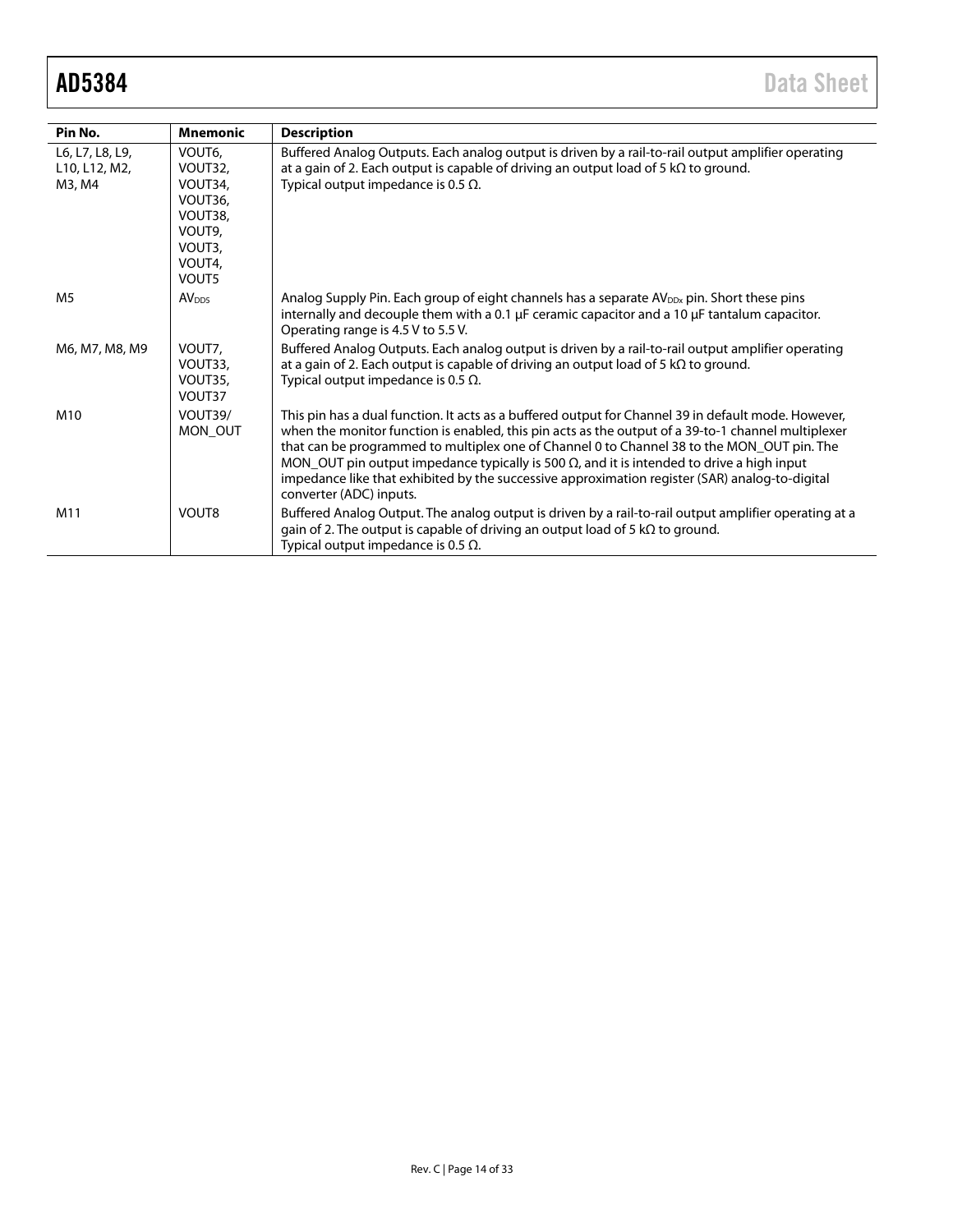| Pin No. | Mnemonic | Description |
|---|---|---|
| L6, L7, L8, L9, L10, L12, M2, M3, M4 | VOUT6, VOUT32, VOUT34, VOUT36, VOUT38, VOUT9, VOUT3, VOUT4, VOUT5 | Buffered Analog Outputs. Each analog output is driven by a rail-to-rail output amplifier operating at a gain of 2. Each output is capable of driving an output load of 5 kΩ to ground. Typical output impedance is 0.5 Ω. |
| M5 | $AV_{DD5}$ | Analog Supply Pin. Each group of eight channels has a separate $AV_{DDx}$ pin. Short these pins internally and decouple them with a 0.1 µF ceramic capacitor and a 10 µF tantalum capacitor. Operating range is 4.5 V to 5.5 V. |
| M6, M7, M8, M9 | VOUT7, VOUT33, VOUT35, VOUT37 | Buffered Analog Outputs. Each analog output is driven by a rail-to-rail output amplifier operating at a gain of 2. Each output is capable of driving an output load of 5 kΩ to ground. Typical output impedance is 0.5 Ω. |
| M10 | VOUT39/ MON_OUT | This pin has a dual function. It acts as a buffered output for Channel 39 in default mode. However, when the monitor function is enabled, this pin acts as the output of a 39-to-1 channel multiplexer that can be programmed to multiplex one of Channel 0 to Channel 38 to the MON_OUT pin. The MON_OUT pin output impedance typically is 500 Ω, and it is intended to drive a high input impedance like that exhibited by the successive approximation register (SAR) analog-to-digital converter (ADC) inputs. |
| M11 | VOUT8 | Buffered Analog Output. The analog output is driven by a rail-to-rail output amplifier operating at a gain of 2. The output is capable of driving an output load of 5 kΩ to ground. Typical output impedance is 0.5 Ω. |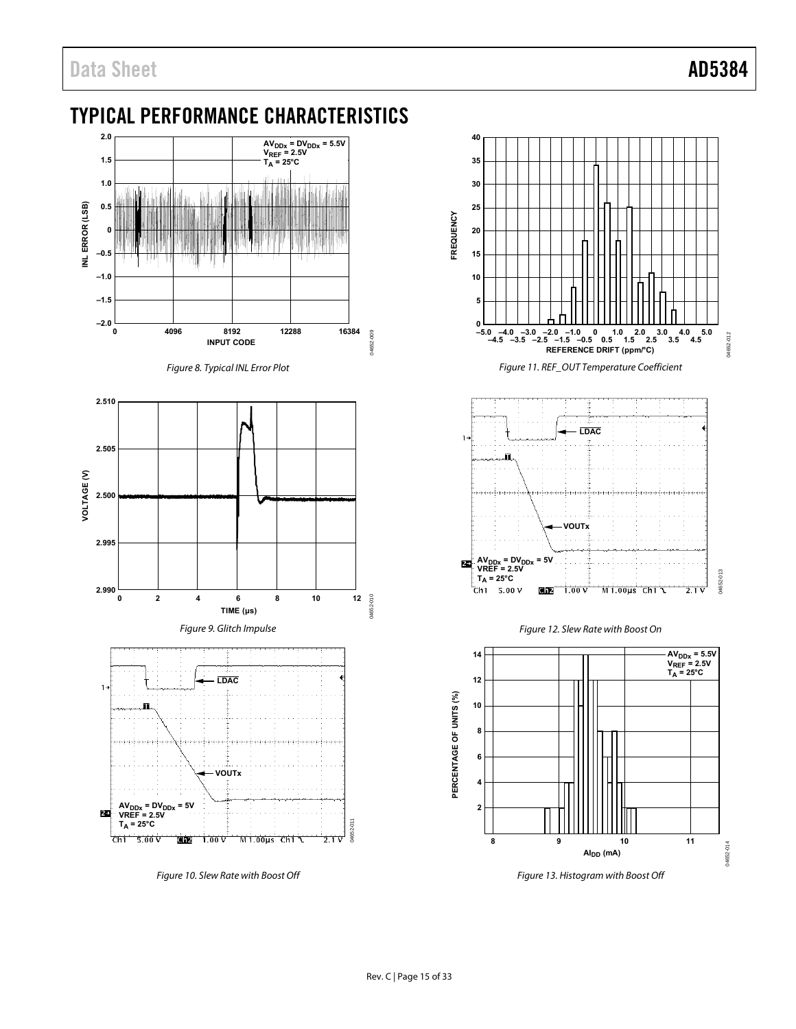# TYPICAL PERFORMANCE CHARACTERISTICS

Figure 8. Typical INL Error Plot

Figure 9. Glitch Impulse

Figure 10. Slew Rate with Boost Off

Figure 11. REF_OUT Temperature Coefficient

Figure 12. Slew Rate with Boost On

Figure 13. Histogram with Boost Off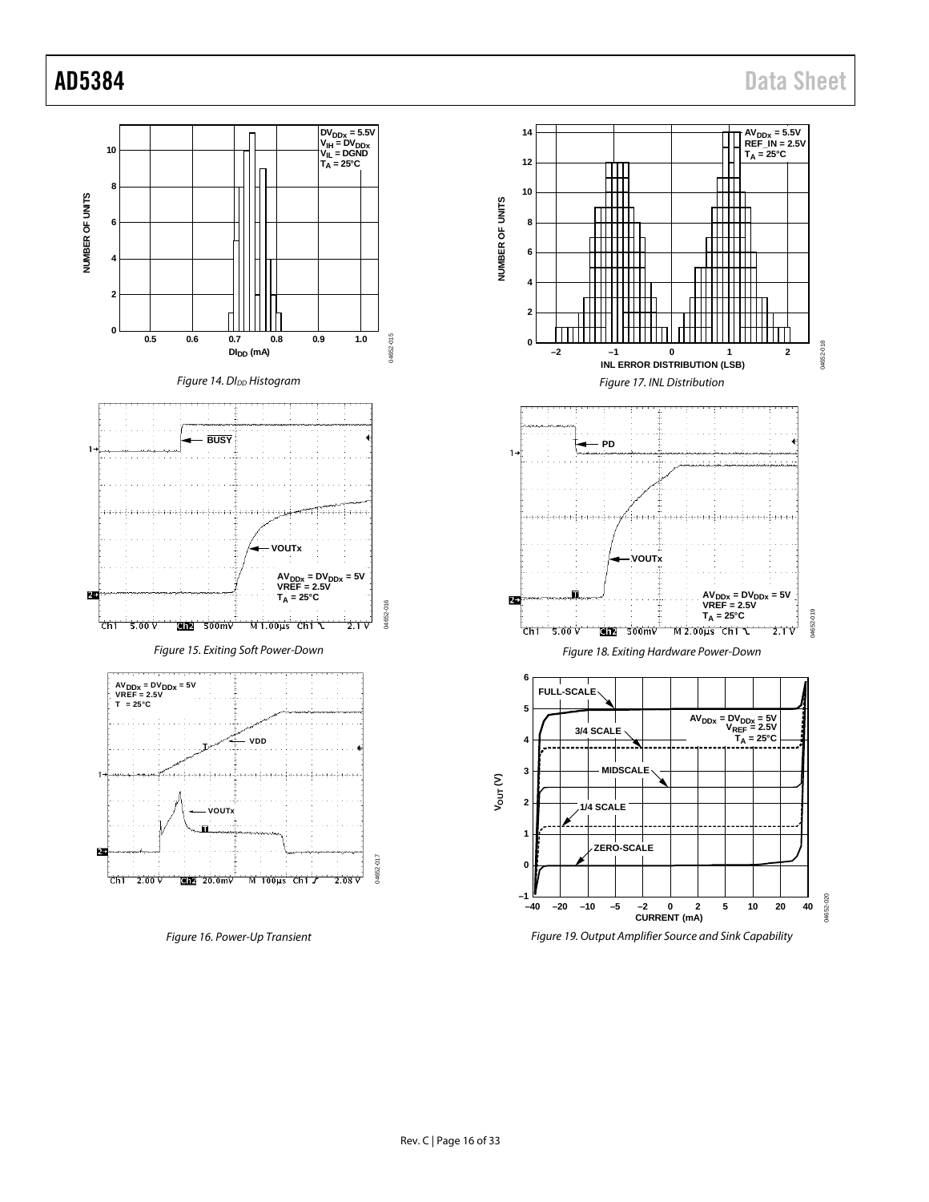Figure 14. $DI_{DD}$ Histogram

Figure 15. Exiting Soft Power-Down

Figure 16. Power-Up Transient

Figure 17. INL Distribution

Figure 18. Exiting Hardware Power-Down

Figure 19. Output Amplifier Source and Sink Capability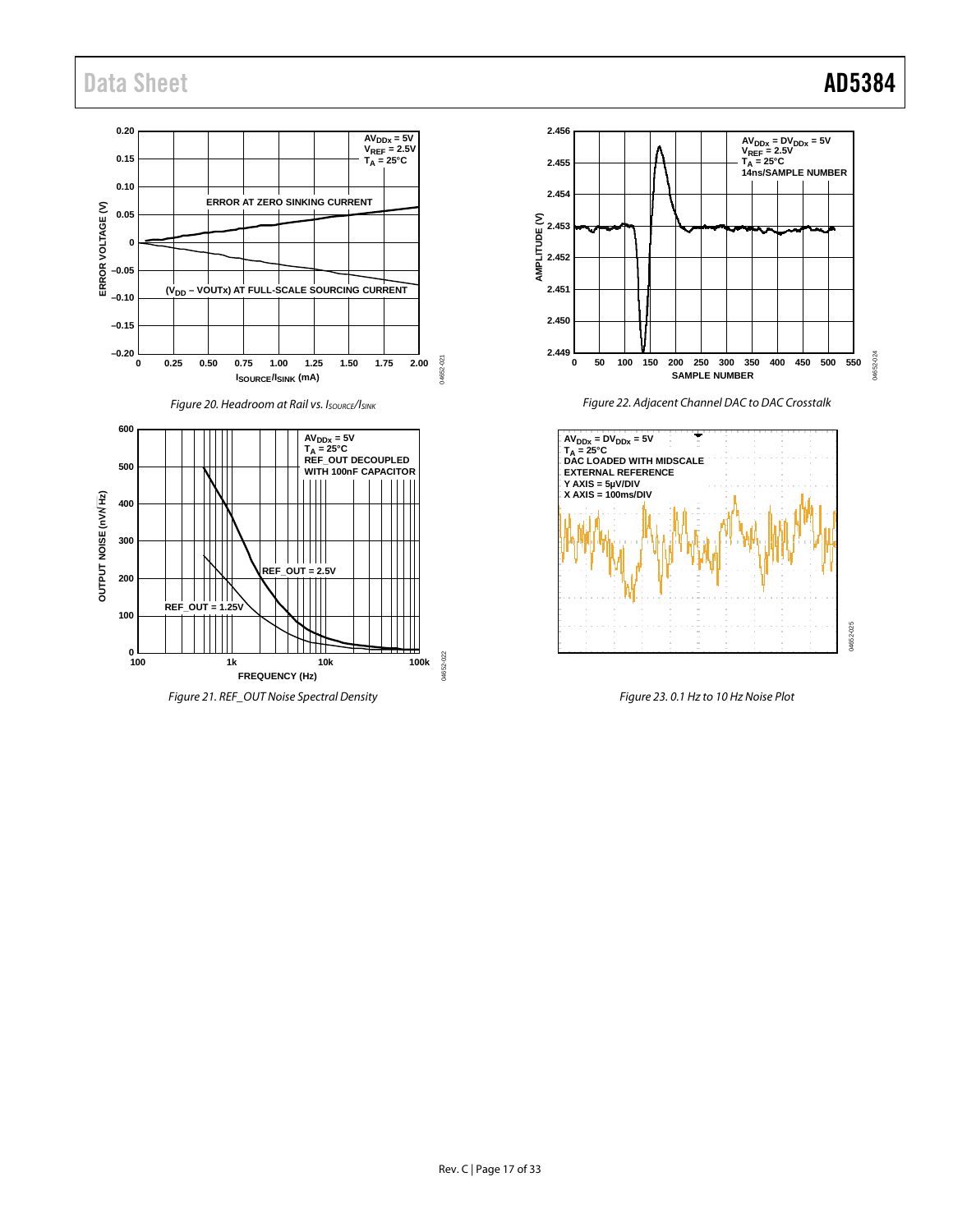Figure 20. Headroom at Rail vs. $I_{SOURCE}/I_{SINK}$

Figure 21. REF_OUT Noise Spectral Density

Figure 22. Adjacent Channel DAC to DAC Crosstalk

Figure 23. 0.1 Hz to 10 Hz Noise Plot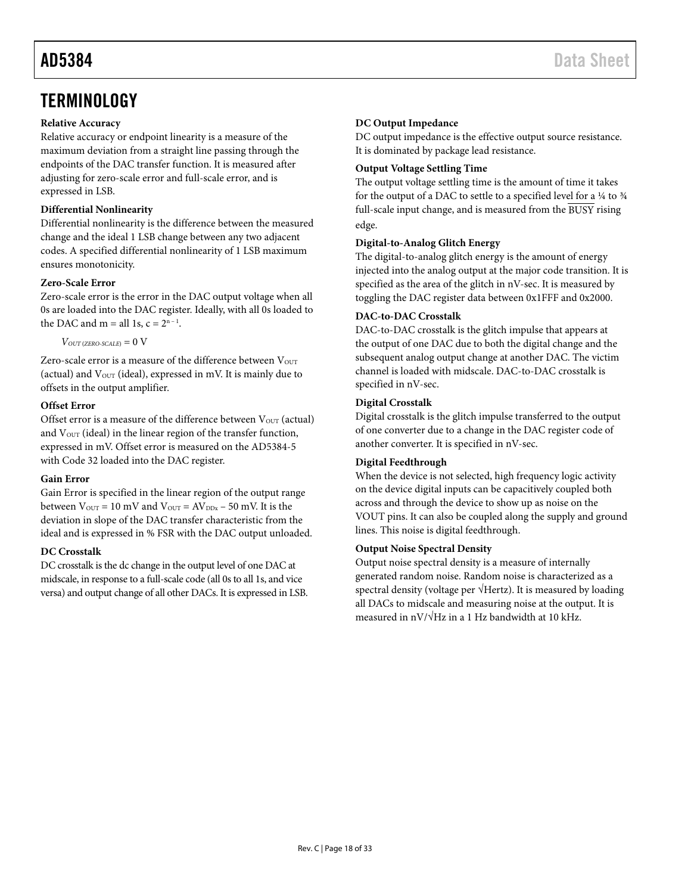## TERMINOLOGY

### Relative Accuracy

Relative accuracy or endpoint linearity is a measure of the maximum deviation from a straight line passing through the endpoints of the DAC transfer function. It is measured after adjusting for zero-scale error and full-scale error, and is expressed in LSB.

### Differential Nonlinearity

Differential nonlinearity is the difference between the measured change and the ideal 1 LSB change between any two adjacent codes. A specified differential nonlinearity of 1 LSB maximum ensures monotonicity.

### Zero-Scale Error

Zero-scale error is the error in the DAC output voltage when all 0s are loaded into the DAC register. Ideally, with all 0s loaded to the DAC and m = all 1s, $c = 2^{n-1}$.

$$V_{OUT\ (ZERO\text{-}SCALE)} = 0\ \text{V}$$

Zero-scale error is a measure of the difference between $V_{OUT}$ (actual) and $V_{OUT}$ (ideal), expressed in mV. It is mainly due to offsets in the output amplifier.

### Offset Error

Offset error is a measure of the difference between $V_{OUT}$ (actual) and $V_{OUT}$ (ideal) in the linear region of the transfer function, expressed in mV. Offset error is measured on the AD5384-5 with Code 32 loaded into the DAC register.

### Gain Error

Gain Error is specified in the linear region of the output range between $V_{OUT}$ = 10 mV and $V_{OUT} = AV_{DDx}$ − 50 mV. It is the deviation in slope of the DAC transfer characteristic from the ideal and is expressed in % FSR with the DAC output unloaded.

### DC Crosstalk

DC crosstalk is the dc change in the output level of one DAC at midscale, in response to a full-scale code (all 0s to all 1s, and vice versa) and output change of all other DACs. It is expressed in LSB.

### DC Output Impedance

DC output impedance is the effective output source resistance. It is dominated by package lead resistance.

### Output Voltage Settling Time

The output voltage settling time is the amount of time it takes for the output of a DAC to settle to a specified level for a ¼ to ¾ full-scale input change, and is measured from the $\overline{\text{BUSY}}$ rising edge.

### Digital-to-Analog Glitch Energy

The digital-to-analog glitch energy is the amount of energy injected into the analog output at the major code transition. It is specified as the area of the glitch in nV-sec. It is measured by toggling the DAC register data between 0x1FFF and 0x2000.

### DAC-to-DAC Crosstalk

DAC-to-DAC crosstalk is the glitch impulse that appears at the output of one DAC due to both the digital change and the subsequent analog output change at another DAC. The victim channel is loaded with midscale. DAC-to-DAC crosstalk is specified in nV-sec.

### Digital Crosstalk

Digital crosstalk is the glitch impulse transferred to the output of one converter due to a change in the DAC register code of another converter. It is specified in nV-sec.

### Digital Feedthrough

When the device is not selected, high frequency logic activity on the device digital inputs can be capacitively coupled both across and through the device to show up as noise on the VOUT pins. It can also be coupled along the supply and ground lines. This noise is digital feedthrough.

### Output Noise Spectral Density

Output noise spectral density is a measure of internally generated random noise. Random noise is characterized as a spectral density (voltage per √Hertz). It is measured by loading all DACs to midscale and measuring noise at the output. It is measured in nV/√Hz in a 1 Hz bandwidth at 10 kHz.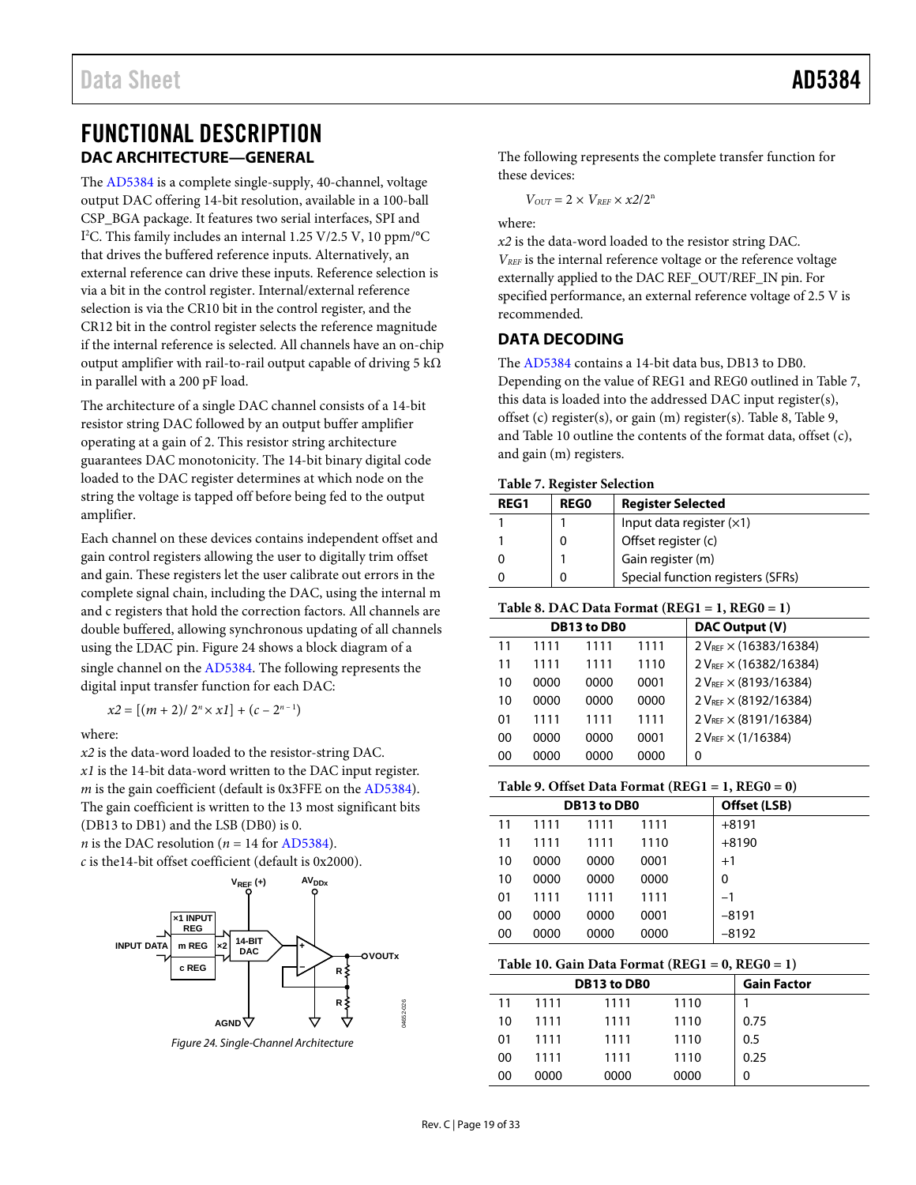# FUNCTIONAL DESCRIPTION

## DAC ARCHITECTURE—GENERAL

The AD5384 is a complete single-supply, 40-channel, voltage output DAC offering 14-bit resolution, available in a 100-ball CSP_BGA package. It features two serial interfaces, SPI and I²C. This family includes an internal 1.25 V/2.5 V, 10 ppm/°C that drives the buffered reference inputs. Alternatively, an external reference can drive these inputs. Reference selection is via a bit in the control register. Internal/external reference selection is via the CR10 bit in the control register, and the CR12 bit in the control register selects the reference magnitude if the internal reference is selected. All channels have an on-chip output amplifier with rail-to-rail output capable of driving 5 kΩ in parallel with a 200 pF load.

The architecture of a single DAC channel consists of a 14-bit resistor string DAC followed by an output buffer amplifier operating at a gain of 2. This resistor string architecture guarantees DAC monotonicity. The 14-bit binary digital code loaded to the DAC register determines at which node on the string the voltage is tapped off before being fed to the output amplifier.

Each channel on these devices contains independent offset and gain control registers allowing the user to digitally trim offset and gain. These registers let the user calibrate out errors in the complete signal chain, including the DAC, using the internal m and c registers that hold the correction factors. All channels are double buffered, allowing synchronous updating of all channels using the $\overline{LDAC}$ pin. Figure 24 shows a block diagram of a single channel on the AD5384. The following represents the digital input transfer function for each DAC:

$$x2 = [(m + 2)/ 2^n \times x1] + (c - 2^{n-1})$$

where:
*x2* is the data-word loaded to the resistor-string DAC.
*x1* is the 14-bit data-word written to the DAC input register.
*m* is the gain coefficient (default is 0x3FFE on the AD5384). The gain coefficient is written to the 13 most significant bits (DB13 to DB1) and the LSB (DB0) is 0.
*n* is the DAC resolution (*n* = 14 for AD5384).
*c* is the14-bit offset coefficient (default is 0x2000).

Figure 24. Single-Channel Architecture

The following represents the complete transfer function for these devices:

$$V_{OUT} = 2 \times V_{REF} \times x2/2^n$$

where:
*x2* is the data-word loaded to the resistor string DAC.
$V_{REF}$ is the internal reference voltage or the reference voltage externally applied to the DAC REF_OUT/REF_IN pin. For specified performance, an external reference voltage of 2.5 V is recommended.

## DATA DECODING

The AD5384 contains a 14-bit data bus, DB13 to DB0. Depending on the value of REG1 and REG0 outlined in Table 7, this data is loaded into the addressed DAC input register(s), offset (c) register(s), or gain (m) register(s). Table 8, Table 9, and Table 10 outline the contents of the format data, offset (c), and gain (m) registers.

**Table 7. Register Selection**

| REG1 | REG0 | Register Selected |
|---|---|---|
| 1 | 1 | Input data register (×1) |
| 1 | 0 | Offset register (c) |
| 0 | 1 | Gain register (m) |
| 0 | 0 | Special function registers (SFRs) |

**Table 8. DAC Data Format (REG1 = 1, REG0 = 1)**

| DB13 to DB0 | | | | DAC Output (V) |
|---|---|---|---|---|
| 11 | 1111 | 1111 | 1111 | 2 $V_{REF}$ × (16383/16384) |
| 11 | 1111 | 1111 | 1110 | 2 $V_{REF}$ × (16382/16384) |
| 10 | 0000 | 0000 | 0001 | 2 $V_{REF}$ × (8193/16384) |
| 10 | 0000 | 0000 | 0000 | 2 $V_{REF}$ × (8192/16384) |
| 01 | 1111 | 1111 | 1111 | 2 $V_{REF}$ × (8191/16384) |
| 00 | 0000 | 0000 | 0001 | 2 $V_{REF}$ × (1/16384) |
| 00 | 0000 | 0000 | 0000 | 0 |

**Table 9. Offset Data Format (REG1 = 1, REG0 = 0)**

| DB13 to DB0 | | | | Offset (LSB) |
|---|---|---|---|---|
| 11 | 1111 | 1111 | 1111 | +8191 |
| 11 | 1111 | 1111 | 1110 | +8190 |
| 10 | 0000 | 0000 | 0001 | +1 |
| 10 | 0000 | 0000 | 0000 | 0 |
| 01 | 1111 | 1111 | 1111 | −1 |
| 00 | 0000 | 0000 | 0001 | −8191 |
| 00 | 0000 | 0000 | 0000 | −8192 |

**Table 10. Gain Data Format (REG1 = 0, REG0 = 1)**

| DB13 to DB0 | | | | Gain Factor |
|---|---|---|---|---|
| 11 | 1111 | 1111 | 1110 | 1 |
| 10 | 1111 | 1111 | 1110 | 0.75 |
| 01 | 1111 | 1111 | 1110 | 0.5 |
| 00 | 1111 | 1111 | 1110 | 0.25 |
| 00 | 0000 | 0000 | 0000 | 0 |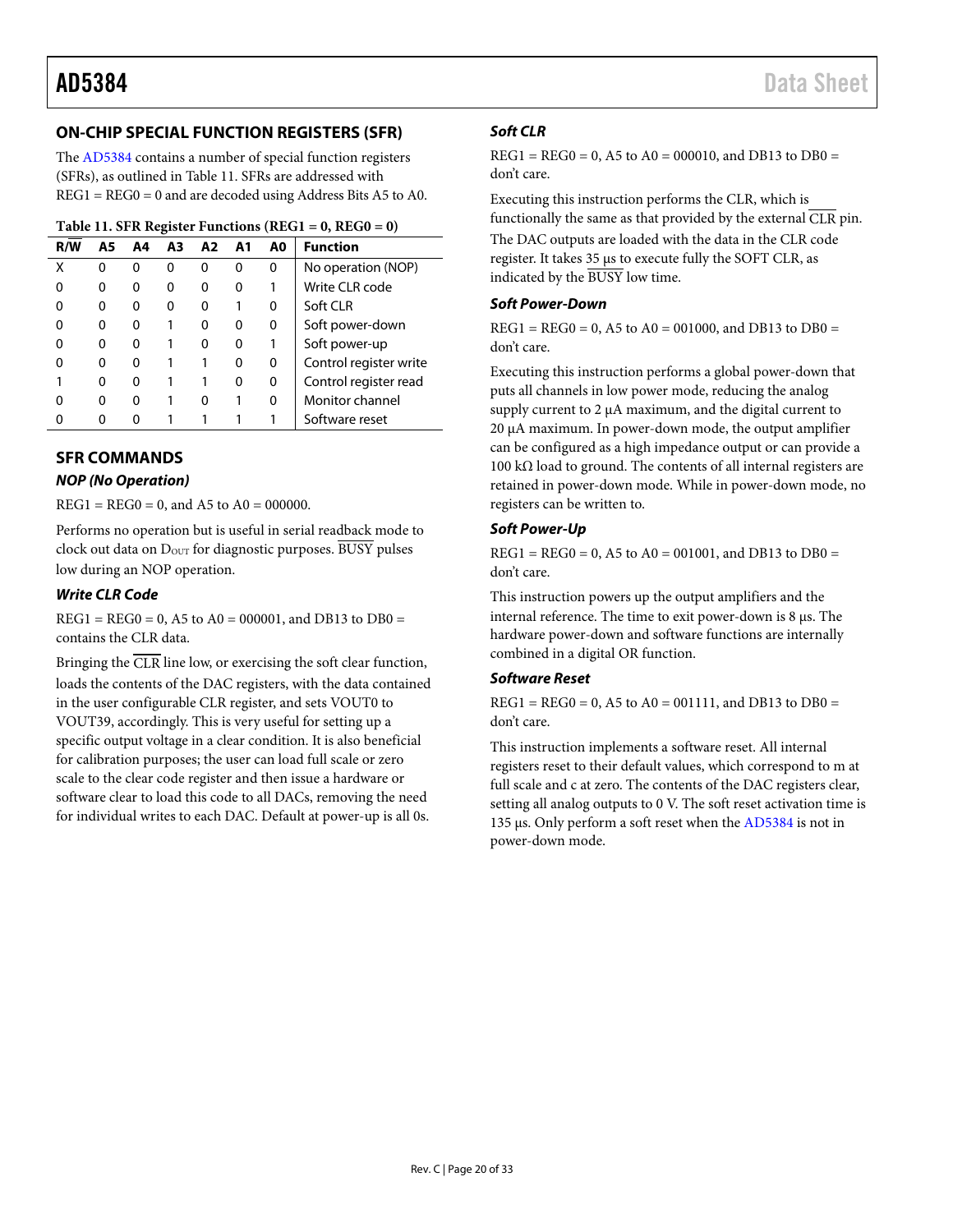## ON-CHIP SPECIAL FUNCTION REGISTERS (SFR)

The AD5384 contains a number of special function registers (SFRs), as outlined in Table 11. SFRs are addressed with REG1 = REG0 = 0 and are decoded using Address Bits A5 to A0.

**Table 11. SFR Register Functions (REG1 = 0, REG0 = 0)**

| R/W̅ | A5 | A4 | A3 | A2 | A1 | A0 | Function |
|---|---|---|---|---|---|---|---|
| X | 0 | 0 | 0 | 0 | 0 | 0 | No operation (NOP) |
| 0 | 0 | 0 | 0 | 0 | 0 | 1 | Write CLR code |
| 0 | 0 | 0 | 0 | 0 | 1 | 0 | Soft CLR |
| 0 | 0 | 0 | 1 | 0 | 0 | 0 | Soft power-down |
| 0 | 0 | 0 | 1 | 0 | 0 | 1 | Soft power-up |
| 0 | 0 | 0 | 1 | 1 | 0 | 0 | Control register write |
| 1 | 0 | 0 | 1 | 1 | 0 | 0 | Control register read |
| 0 | 0 | 0 | 1 | 0 | 1 | 0 | Monitor channel |
| 0 | 0 | 0 | 1 | 1 | 1 | 1 | Software reset |

## SFR COMMANDS

### *NOP (No Operation)*

REG1 = REG0 = 0, and A5 to A0 = 000000.

Performs no operation but is useful in serial readback mode to clock out data on $D_{OUT}$ for diagnostic purposes. BUSY̅ pulses low during an NOP operation.

### *Write CLR Code*

REG1 = REG0 = 0, A5 to A0 = 000001, and DB13 to DB0 = contains the CLR data.

Bringing the CLR̅ line low, or exercising the soft clear function, loads the contents of the DAC registers, with the data contained in the user configurable CLR register, and sets VOUT0 to VOUT39, accordingly. This is very useful for setting up a specific output voltage in a clear condition. It is also beneficial for calibration purposes; the user can load full scale or zero scale to the clear code register and then issue a hardware or software clear to load this code to all DACs, removing the need for individual writes to each DAC. Default at power-up is all 0s.

### *Soft CLR*

REG1 = REG0 = 0, A5 to A0 = 000010, and DB13 to DB0 = don't care.

Executing this instruction performs the CLR, which is functionally the same as that provided by the external CLR̅ pin. The DAC outputs are loaded with the data in the CLR code register. It takes 35 µs to execute fully the SOFT CLR, as indicated by the BUSY̅ low time.

### *Soft Power-Down*

REG1 = REG0 = 0, A5 to A0 = 001000, and DB13 to DB0 = don't care.

Executing this instruction performs a global power-down that puts all channels in low power mode, reducing the analog supply current to 2 µA maximum, and the digital current to 20 µA maximum. In power-down mode, the output amplifier can be configured as a high impedance output or can provide a 100 kΩ load to ground. The contents of all internal registers are retained in power-down mode. While in power-down mode, no registers can be written to.

### *Soft Power-Up*

REG1 = REG0 = 0, A5 to A0 = 001001, and DB13 to DB0 = don't care.

This instruction powers up the output amplifiers and the internal reference. The time to exit power-down is 8 µs. The hardware power-down and software functions are internally combined in a digital OR function.

### *Software Reset*

REG1 = REG0 = 0, A5 to A0 = 001111, and DB13 to DB0 = don't care.

This instruction implements a software reset. All internal registers reset to their default values, which correspond to m at full scale and c at zero. The contents of the DAC registers clear, setting all analog outputs to 0 V. The soft reset activation time is 135 µs. Only perform a soft reset when the AD5384 is not in power-down mode.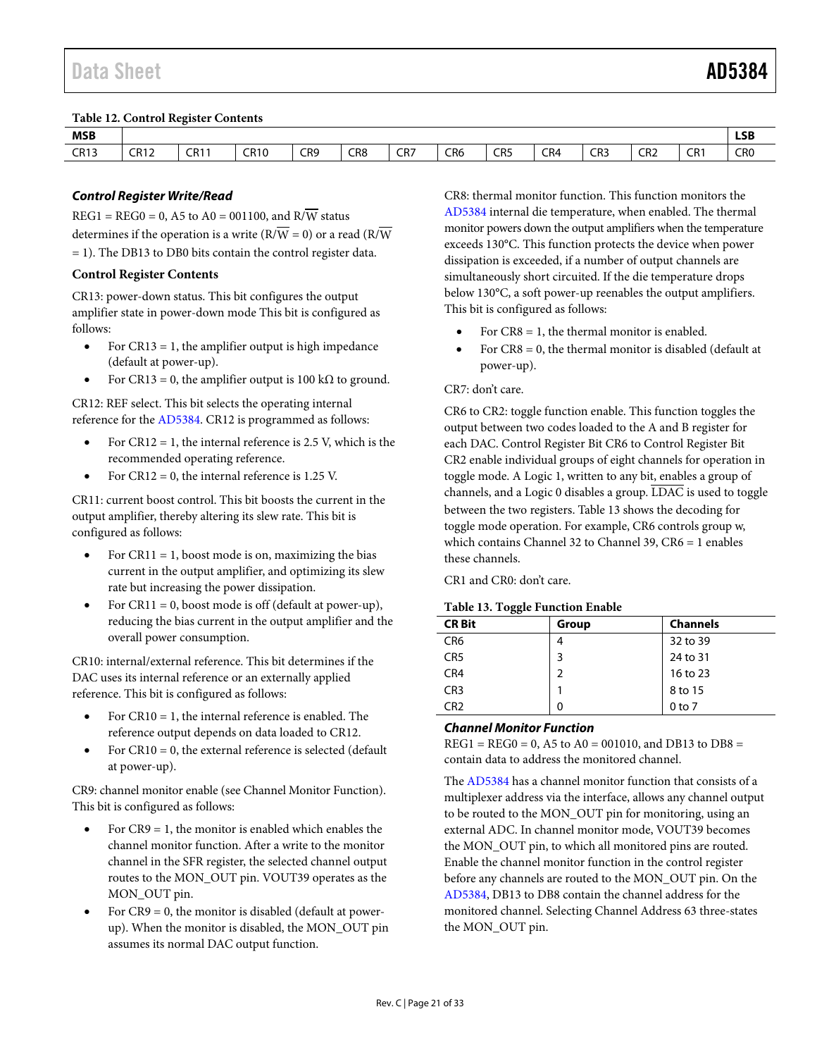**Table 12. Control Register Contents**

| MSB | | | | | | | | | | | | | LSB |
|---|---|---|---|---|---|---|---|---|---|---|---|---|---|
| CR13 | CR12 | CR11 | CR10 | CR9 | CR8 | CR7 | CR6 | CR5 | CR4 | CR3 | CR2 | CR1 | CR0 |

### *Control Register Write/Read*

REG1 = REG0 = 0, A5 to A0 = 001100, and R/$\overline{\text{W}}$ status determines if the operation is a write (R/$\overline{\text{W}}$ = 0) or a read (R/$\overline{\text{W}}$ = 1). The DB13 to DB0 bits contain the control register data.

### Control Register Contents

CR13: power-down status. This bit configures the output amplifier state in power-down mode This bit is configured as follows:

- For CR13 = 1, the amplifier output is high impedance (default at power-up).
- For CR13 = 0, the amplifier output is 100 kΩ to ground.

CR12: REF select. This bit selects the operating internal reference for the AD5384. CR12 is programmed as follows:

- For CR12 = 1, the internal reference is 2.5 V, which is the recommended operating reference.
- For CR12 = 0, the internal reference is 1.25 V.

CR11: current boost control. This bit boosts the current in the output amplifier, thereby altering its slew rate. This bit is configured as follows:

- For CR11 = 1, boost mode is on, maximizing the bias current in the output amplifier, and optimizing its slew rate but increasing the power dissipation.
- For CR11 = 0, boost mode is off (default at power-up), reducing the bias current in the output amplifier and the overall power consumption.

CR10: internal/external reference. This bit determines if the DAC uses its internal reference or an externally applied reference. This bit is configured as follows:

- For CR10 = 1, the internal reference is enabled. The reference output depends on data loaded to CR12.
- For CR10 = 0, the external reference is selected (default at power-up).

CR9: channel monitor enable (see Channel Monitor Function). This bit is configured as follows:

- For CR9 = 1, the monitor is enabled which enables the channel monitor function. After a write to the monitor channel in the SFR register, the selected channel output routes to the MON_OUT pin. VOUT39 operates as the MON_OUT pin.
- For CR9 = 0, the monitor is disabled (default at power-up). When the monitor is disabled, the MON_OUT pin assumes its normal DAC output function.

CR8: thermal monitor function. This function monitors the AD5384 internal die temperature, when enabled. The thermal monitor powers down the output amplifiers when the temperature exceeds 130°C. This function protects the device when power dissipation is exceeded, if a number of output channels are simultaneously short circuited. If the die temperature drops below 130°C, a soft power-up reenables the output amplifiers. This bit is configured as follows:

- For CR8 = 1, the thermal monitor is enabled.
- For CR8 = 0, the thermal monitor is disabled (default at power-up).

CR7: don't care.

CR6 to CR2: toggle function enable. This function toggles the output between two codes loaded to the A and B register for each DAC. Control Register Bit CR6 to Control Register Bit CR2 enable individual groups of eight channels for operation in toggle mode. A Logic 1, written to any bit, enables a group of channels, and a Logic 0 disables a group. $\overline{\text{LDAC}}$ is used to toggle between the two registers. Table 13 shows the decoding for toggle mode operation. For example, CR6 controls group w, which contains Channel 32 to Channel 39, CR6 = 1 enables these channels.

CR1 and CR0: don't care.

**Table 13. Toggle Function Enable**

| CR Bit | Group | Channels |
|---|---|---|
| CR6 | 4 | 32 to 39 |
| CR5 | 3 | 24 to 31 |
| CR4 | 2 | 16 to 23 |
| CR3 | 1 | 8 to 15 |
| CR2 | 0 | 0 to 7 |

### *Channel Monitor Function*

REG1 = REG0 = 0, A5 to A0 = 001010, and DB13 to DB8 = contain data to address the monitored channel.

The AD5384 has a channel monitor function that consists of a multiplexer address via the interface, allows any channel output to be routed to the MON_OUT pin for monitoring, using an external ADC. In channel monitor mode, VOUT39 becomes the MON_OUT pin, to which all monitored pins are routed. Enable the channel monitor function in the control register before any channels are routed to the MON_OUT pin. On the AD5384, DB13 to DB8 contain the channel address for the monitored channel. Selecting Channel Address 63 three-states the MON_OUT pin.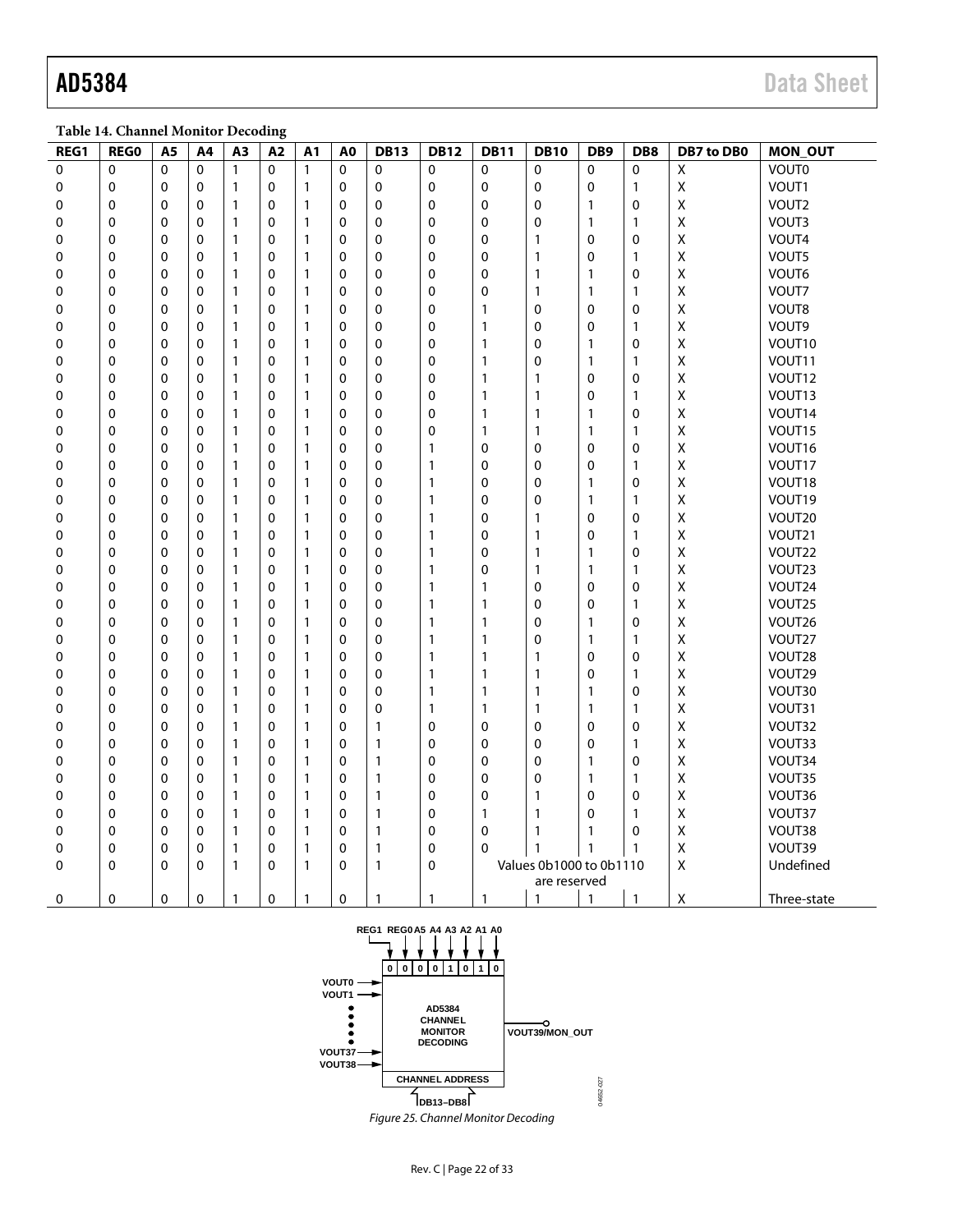**Table 14. Channel Monitor Decoding**

| REG1 | REG0 | A5 | A4 | A3 | A2 | A1 | A0 | DB13 | DB12 | DB11 | DB10 | DB9 | DB8 | DB7 to DB0 | MON_OUT |
|---|---|---|---|---|---|---|---|---|---|---|---|---|---|---|---|
| 0 | 0 | 0 | 0 | 1 | 0 | 1 | 0 | 0 | 0 | 0 | 0 | 0 | 0 | X | VOUT0 |
| 0 | 0 | 0 | 0 | 1 | 0 | 1 | 0 | 0 | 0 | 0 | 0 | 0 | 1 | X | VOUT1 |
| 0 | 0 | 0 | 0 | 1 | 0 | 1 | 0 | 0 | 0 | 0 | 0 | 1 | 0 | X | VOUT2 |
| 0 | 0 | 0 | 0 | 1 | 0 | 1 | 0 | 0 | 0 | 0 | 0 | 1 | 1 | X | VOUT3 |
| 0 | 0 | 0 | 0 | 1 | 0 | 1 | 0 | 0 | 0 | 0 | 1 | 0 | 0 | X | VOUT4 |
| 0 | 0 | 0 | 0 | 1 | 0 | 1 | 0 | 0 | 0 | 0 | 1 | 0 | 1 | X | VOUT5 |
| 0 | 0 | 0 | 0 | 1 | 0 | 1 | 0 | 0 | 0 | 0 | 1 | 1 | 0 | X | VOUT6 |
| 0 | 0 | 0 | 0 | 1 | 0 | 1 | 0 | 0 | 0 | 0 | 1 | 1 | 1 | X | VOUT7 |
| 0 | 0 | 0 | 0 | 1 | 0 | 1 | 0 | 0 | 0 | 1 | 0 | 0 | 0 | X | VOUT8 |
| 0 | 0 | 0 | 0 | 1 | 0 | 1 | 0 | 0 | 0 | 1 | 0 | 0 | 1 | X | VOUT9 |
| 0 | 0 | 0 | 0 | 1 | 0 | 1 | 0 | 0 | 0 | 1 | 0 | 1 | 0 | X | VOUT10 |
| 0 | 0 | 0 | 0 | 1 | 0 | 1 | 0 | 0 | 0 | 1 | 0 | 1 | 1 | X | VOUT11 |
| 0 | 0 | 0 | 0 | 1 | 0 | 1 | 0 | 0 | 0 | 1 | 1 | 0 | 0 | X | VOUT12 |
| 0 | 0 | 0 | 0 | 1 | 0 | 1 | 0 | 0 | 0 | 1 | 1 | 0 | 1 | X | VOUT13 |
| 0 | 0 | 0 | 0 | 1 | 0 | 1 | 0 | 0 | 0 | 1 | 1 | 1 | 0 | X | VOUT14 |
| 0 | 0 | 0 | 0 | 1 | 0 | 1 | 0 | 0 | 0 | 1 | 1 | 1 | 1 | X | VOUT15 |
| 0 | 0 | 0 | 0 | 1 | 0 | 1 | 0 | 0 | 1 | 0 | 0 | 0 | 0 | X | VOUT16 |
| 0 | 0 | 0 | 0 | 1 | 0 | 1 | 0 | 0 | 1 | 0 | 0 | 0 | 1 | X | VOUT17 |
| 0 | 0 | 0 | 0 | 1 | 0 | 1 | 0 | 0 | 1 | 0 | 0 | 1 | 0 | X | VOUT18 |
| 0 | 0 | 0 | 0 | 1 | 0 | 1 | 0 | 0 | 1 | 0 | 0 | 1 | 1 | X | VOUT19 |
| 0 | 0 | 0 | 0 | 1 | 0 | 1 | 0 | 0 | 1 | 0 | 1 | 0 | 0 | X | VOUT20 |
| 0 | 0 | 0 | 0 | 1 | 0 | 1 | 0 | 0 | 1 | 0 | 1 | 0 | 1 | X | VOUT21 |
| 0 | 0 | 0 | 0 | 1 | 0 | 1 | 0 | 0 | 1 | 0 | 1 | 1 | 0 | X | VOUT22 |
| 0 | 0 | 0 | 0 | 1 | 0 | 1 | 0 | 0 | 1 | 0 | 1 | 1 | 1 | X | VOUT23 |
| 0 | 0 | 0 | 0 | 1 | 0 | 1 | 0 | 0 | 1 | 1 | 0 | 0 | 0 | X | VOUT24 |
| 0 | 0 | 0 | 0 | 1 | 0 | 1 | 0 | 0 | 1 | 1 | 0 | 0 | 1 | X | VOUT25 |
| 0 | 0 | 0 | 0 | 1 | 0 | 1 | 0 | 0 | 1 | 1 | 0 | 1 | 0 | X | VOUT26 |
| 0 | 0 | 0 | 0 | 1 | 0 | 1 | 0 | 0 | 1 | 1 | 0 | 1 | 1 | X | VOUT27 |
| 0 | 0 | 0 | 0 | 1 | 0 | 1 | 0 | 0 | 1 | 1 | 1 | 0 | 0 | X | VOUT28 |
| 0 | 0 | 0 | 0 | 1 | 0 | 1 | 0 | 0 | 1 | 1 | 1 | 0 | 1 | X | VOUT29 |
| 0 | 0 | 0 | 0 | 1 | 0 | 1 | 0 | 0 | 1 | 1 | 1 | 1 | 0 | X | VOUT30 |
| 0 | 0 | 0 | 0 | 1 | 0 | 1 | 0 | 0 | 1 | 1 | 1 | 1 | 1 | X | VOUT31 |
| 0 | 0 | 0 | 0 | 1 | 0 | 1 | 0 | 1 | 0 | 0 | 0 | 0 | 0 | X | VOUT32 |
| 0 | 0 | 0 | 0 | 1 | 0 | 1 | 0 | 1 | 0 | 0 | 0 | 0 | 1 | X | VOUT33 |
| 0 | 0 | 0 | 0 | 1 | 0 | 1 | 0 | 1 | 0 | 0 | 0 | 1 | 0 | X | VOUT34 |
| 0 | 0 | 0 | 0 | 1 | 0 | 1 | 0 | 1 | 0 | 0 | 0 | 1 | 1 | X | VOUT35 |
| 0 | 0 | 0 | 0 | 1 | 0 | 1 | 0 | 1 | 0 | 0 | 1 | 0 | 0 | X | VOUT36 |
| 0 | 0 | 0 | 0 | 1 | 0 | 1 | 0 | 1 | 0 | 1 | 1 | 0 | 1 | X | VOUT37 |
| 0 | 0 | 0 | 0 | 1 | 0 | 1 | 0 | 1 | 0 | 0 | 1 | 1 | 0 | X | VOUT38 |
| 0 | 0 | 0 | 0 | 1 | 0 | 1 | 0 | 1 | 0 | 0 | 1 | 1 | 1 | X | VOUT39 |
| 0 | 0 | 0 | 0 | 1 | 0 | 1 | 0 | 1 | 0 | Values 0b1000 to 0b1110 are reserved | | | | X | Undefined |
| 0 | 0 | 0 | 0 | 1 | 0 | 1 | 0 | 1 | 1 | 1 | 1 | 1 | 1 | X | Three-state |

*Figure 25. Channel Monitor Decoding*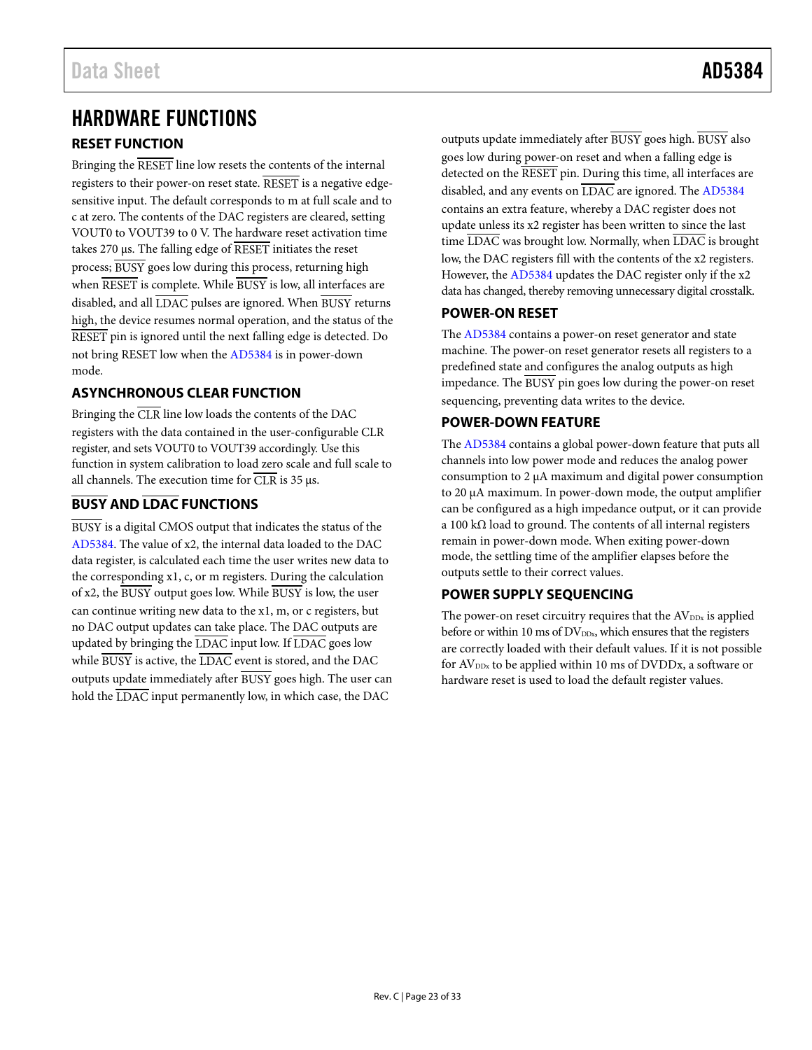# HARDWARE FUNCTIONS

## RESET FUNCTION

Bringing the RESET line low resets the contents of the internal registers to their power-on reset state. RESET is a negative edge-sensitive input. The default corresponds to m at full scale and to c at zero. The contents of the DAC registers are cleared, setting VOUT0 to VOUT39 to 0 V. The hardware reset activation time takes 270 µs. The falling edge of RESET initiates the reset process; BUSY goes low during this process, returning high when RESET is complete. While BUSY is low, all interfaces are disabled, and all LDAC pulses are ignored. When BUSY returns high, the device resumes normal operation, and the status of the RESET pin is ignored until the next falling edge is detected. Do not bring RESET low when the AD5384 is in power-down mode.

## ASYNCHRONOUS CLEAR FUNCTION

Bringing the CLR line low loads the contents of the DAC registers with the data contained in the user-configurable CLR register, and sets VOUT0 to VOUT39 accordingly. Use this function in system calibration to load zero scale and full scale to all channels. The execution time for CLR is 35 µs.

## BUSY AND LDAC FUNCTIONS

BUSY is a digital CMOS output that indicates the status of the AD5384. The value of x2, the internal data loaded to the DAC data register, is calculated each time the user writes new data to the corresponding x1, c, or m registers. During the calculation of x2, the BUSY output goes low. While BUSY is low, the user can continue writing new data to the x1, m, or c registers, but no DAC output updates can take place. The DAC outputs are updated by bringing the LDAC input low. If LDAC goes low while BUSY is active, the LDAC event is stored, and the DAC outputs update immediately after BUSY goes high. The user can hold the LDAC input permanently low, in which case, the DAC outputs update immediately after BUSY goes high. BUSY also goes low during power-on reset and when a falling edge is detected on the RESET pin. During this time, all interfaces are disabled, and any events on LDAC are ignored. The AD5384 contains an extra feature, whereby a DAC register does not update unless its x2 register has been written to since the last time LDAC was brought low. Normally, when LDAC is brought low, the DAC registers fill with the contents of the x2 registers. However, the AD5384 updates the DAC register only if the x2 data has changed, thereby removing unnecessary digital crosstalk.

## POWER-ON RESET

The AD5384 contains a power-on reset generator and state machine. The power-on reset generator resets all registers to a predefined state and configures the analog outputs as high impedance. The BUSY pin goes low during the power-on reset sequencing, preventing data writes to the device.

## POWER-DOWN FEATURE

The AD5384 contains a global power-down feature that puts all channels into low power mode and reduces the analog power consumption to 2 µA maximum and digital power consumption to 20 µA maximum. In power-down mode, the output amplifier can be configured as a high impedance output, or it can provide a 100 kΩ load to ground. The contents of all internal registers remain in power-down mode. When exiting power-down mode, the settling time of the amplifier elapses before the outputs settle to their correct values.

## POWER SUPPLY SEQUENCING

The power-on reset circuitry requires that the $AV_{DDx}$ is applied before or within 10 ms of $DV_{DDx}$, which ensures that the registers are correctly loaded with their default values. If it is not possible for $AV_{DDx}$ to be applied within 10 ms of DVDDx, a software or hardware reset is used to load the default register values.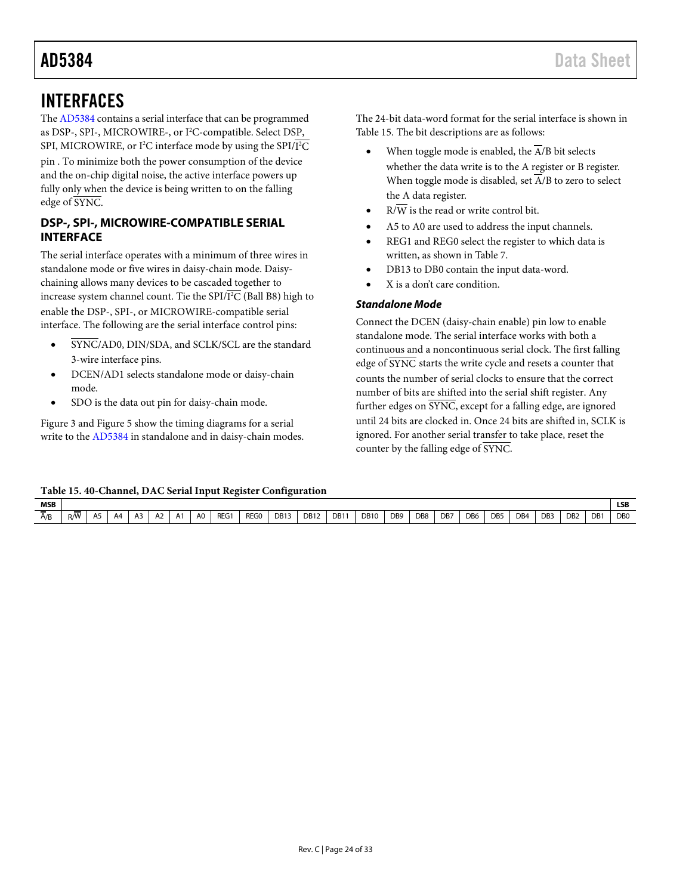# INTERFACES

The AD5384 contains a serial interface that can be programmed as DSP-, SPI-, MICROWIRE-, or I²C-compatible. Select DSP, SPI, MICROWIRE, or I²C interface mode by using the SPI/$\overline{\text{I}^2\text{C}}$ pin . To minimize both the power consumption of the device and the on-chip digital noise, the active interface powers up fully only when the device is being written to on the falling edge of $\overline{\text{SYNC}}$.

## DSP-, SPI-, MICROWIRE-COMPATIBLE SERIAL INTERFACE

The serial interface operates with a minimum of three wires in standalone mode or five wires in daisy-chain mode. Daisy-chaining allows many devices to be cascaded together to increase system channel count. Tie the SPI/$\overline{\text{I}^2\text{C}}$ (Ball B8) high to enable the DSP-, SPI-, or MICROWIRE-compatible serial interface. The following are the serial interface control pins:

- $\overline{\text{SYNC}}$/AD0, DIN/SDA, and SCLK/SCL are the standard 3-wire interface pins.
- DCEN/AD1 selects standalone mode or daisy-chain mode.
- SDO is the data out pin for daisy-chain mode.

Figure 3 and Figure 5 show the timing diagrams for a serial write to the AD5384 in standalone and in daisy-chain modes.

The 24-bit data-word format for the serial interface is shown in Table 15. The bit descriptions are as follows:

- When toggle mode is enabled, the $\overline{\text{A}}$/B bit selects whether the data write is to the A register or B register. When toggle mode is disabled, set $\overline{\text{A}}$/B to zero to select the A data register.
- R/$\overline{\text{W}}$ is the read or write control bit.
- A5 to A0 are used to address the input channels.
- REG1 and REG0 select the register to which data is written, as shown in Table 7.
- DB13 to DB0 contain the input data-word.
- X is a don't care condition.

### *Standalone Mode*

Connect the DCEN (daisy-chain enable) pin low to enable standalone mode. The serial interface works with both a continuous and a noncontinuous serial clock. The first falling edge of $\overline{\text{SYNC}}$ starts the write cycle and resets a counter that counts the number of serial clocks to ensure that the correct number of bits are shifted into the serial shift register. Any further edges on $\overline{\text{SYNC}}$, except for a falling edge, are ignored until 24 bits are clocked in. Once 24 bits are shifted in, SCLK is ignored. For another serial transfer to take place, reset the counter by the falling edge of $\overline{\text{SYNC}}$.

**Table 15. 40-Channel, DAC Serial Input Register Configuration**

| MSB | | | | | | | | | | | | | | | | | | | | | | | LSB |
|---|---|---|---|---|---|---|---|---|---|---|---|---|---|---|---|---|---|---|---|---|---|---|---|
| $\overline{\text{A}}$/B | R/$\overline{\text{W}}$ | A5 | A4 | A3 | A2 | A1 | A0 | REG1 | REG0 | DB13 | DB12 | DB11 | DB10 | DB9 | DB8 | DB7 | DB6 | DB5 | DB4 | DB3 | DB2 | DB1 | DB0 |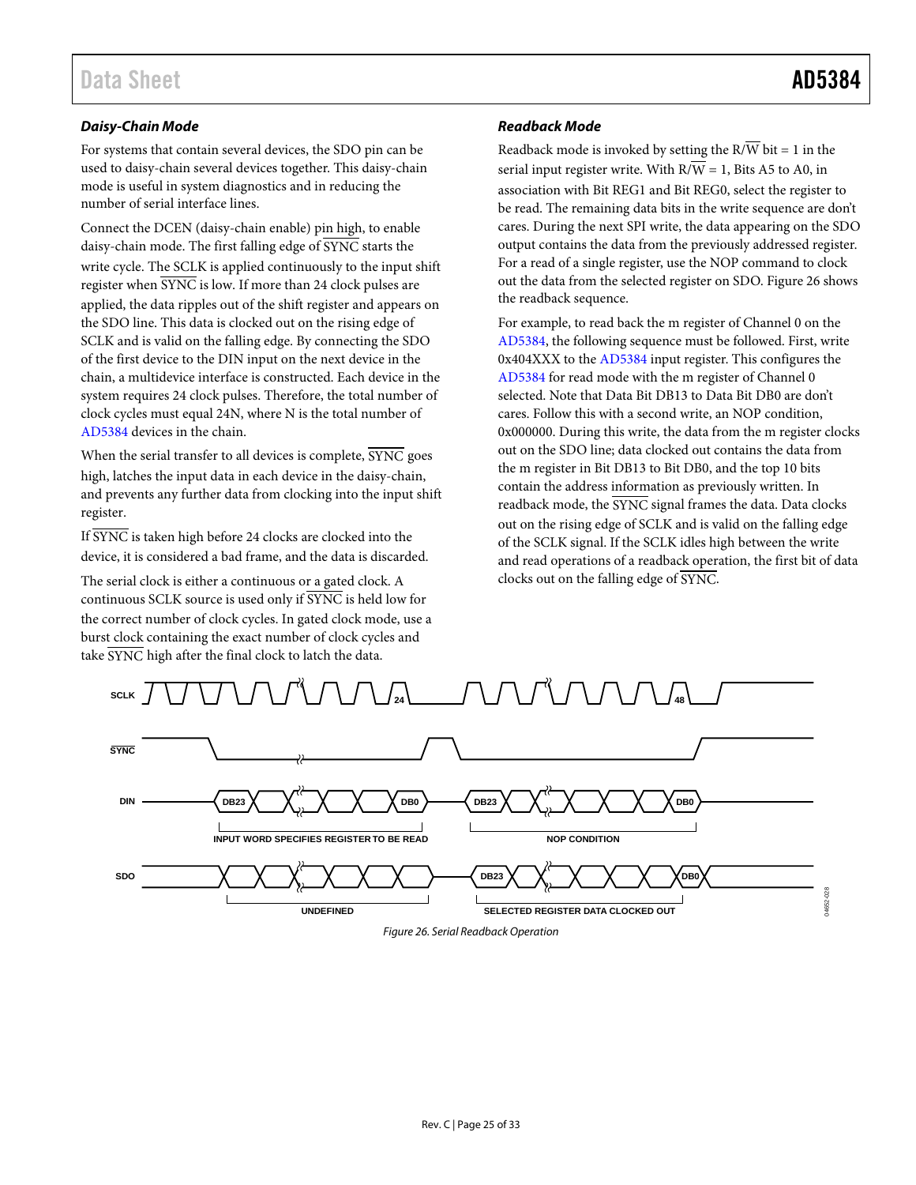### Daisy-Chain Mode

For systems that contain several devices, the SDO pin can be used to daisy-chain several devices together. This daisy-chain mode is useful in system diagnostics and in reducing the number of serial interface lines.

Connect the DCEN (daisy-chain enable) pin high, to enable daisy-chain mode. The first falling edge of SYNC starts the write cycle. The SCLK is applied continuously to the input shift register when SYNC is low. If more than 24 clock pulses are applied, the data ripples out of the shift register and appears on the SDO line. This data is clocked out on the rising edge of SCLK and is valid on the falling edge. By connecting the SDO of the first device to the DIN input on the next device in the chain, a multidevice interface is constructed. Each device in the system requires 24 clock pulses. Therefore, the total number of clock cycles must equal 24N, where N is the total number of AD5384 devices in the chain.

When the serial transfer to all devices is complete, SYNC goes high, latches the input data in each device in the daisy-chain, and prevents any further data from clocking into the input shift register.

If SYNC is taken high before 24 clocks are clocked into the device, it is considered a bad frame, and the data is discarded.

The serial clock is either a continuous or a gated clock. A continuous SCLK source is used only if SYNC is held low for the correct number of clock cycles. In gated clock mode, use a burst clock containing the exact number of clock cycles and take SYNC high after the final clock to latch the data.

### Readback Mode

Readback mode is invoked by setting the R/W bit = 1 in the serial input register write. With R/W = 1, Bits A5 to A0, in association with Bit REG1 and Bit REG0, select the register to be read. The remaining data bits in the write sequence are don't cares. During the next SPI write, the data appearing on the SDO output contains the data from the previously addressed register. For a read of a single register, use the NOP command to clock out the data from the selected register on SDO. Figure 26 shows the readback sequence.

For example, to read back the m register of Channel 0 on the AD5384, the following sequence must be followed. First, write 0x404XXX to the AD5384 input register. This configures the AD5384 for read mode with the m register of Channel 0 selected. Note that Data Bit DB13 to Data Bit DB0 are don't cares. Follow this with a second write, an NOP condition, 0x000000. During this write, the data from the m register clocks out on the SDO line; data clocked out contains the data from the m register in Bit DB13 to Bit DB0, and the top 10 bits contain the address information as previously written. In readback mode, the SYNC signal frames the data. Data clocks out on the rising edge of SCLK and is valid on the falling edge of the SCLK signal. If the SCLK idles high between the write and read operations of a readback operation, the first bit of data clocks out on the falling edge of SYNC.

Figure 26. Serial Readback Operation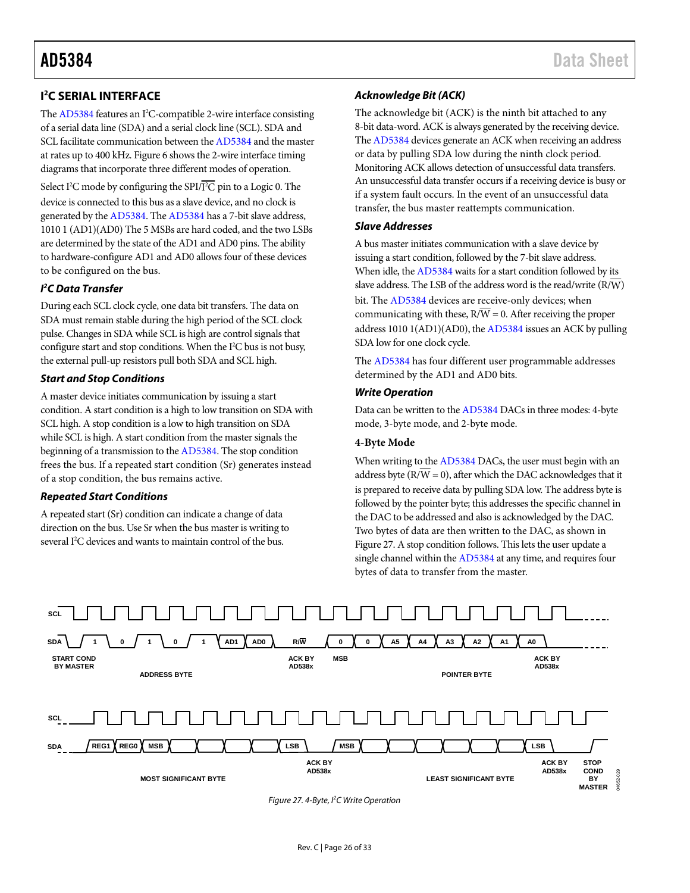## I²C SERIAL INTERFACE

The AD5384 features an I²C-compatible 2-wire interface consisting of a serial data line (SDA) and a serial clock line (SCL). SDA and SCL facilitate communication between the AD5384 and the master at rates up to 400 kHz. Figure 6 shows the 2-wire interface timing diagrams that incorporate three different modes of operation.

Select I²C mode by configuring the SPI/$\overline{\text{I}^2\text{C}}$ pin to a Logic 0. The device is connected to this bus as a slave device, and no clock is generated by the AD5384. The AD5384 has a 7-bit slave address, 1010 1 (AD1)(AD0) The 5 MSBs are hard coded, and the two LSBs are determined by the state of the AD1 and AD0 pins. The ability to hardware-configure AD1 and AD0 allows four of these devices to be configured on the bus.

### *I²C Data Transfer*

During each SCL clock cycle, one data bit transfers. The data on SDA must remain stable during the high period of the SCL clock pulse. Changes in SDA while SCL is high are control signals that configure start and stop conditions. When the I²C bus is not busy, the external pull-up resistors pull both SDA and SCL high.

### *Start and Stop Conditions*

A master device initiates communication by issuing a start condition. A start condition is a high to low transition on SDA with SCL high. A stop condition is a low to high transition on SDA while SCL is high. A start condition from the master signals the beginning of a transmission to the AD5384. The stop condition frees the bus. If a repeated start condition (Sr) generates instead of a stop condition, the bus remains active.

### *Repeated Start Conditions*

A repeated start (Sr) condition can indicate a change of data direction on the bus. Use Sr when the bus master is writing to several I²C devices and wants to maintain control of the bus.

### *Acknowledge Bit (ACK)*

The acknowledge bit (ACK) is the ninth bit attached to any 8-bit data-word. ACK is always generated by the receiving device. The AD5384 devices generate an ACK when receiving an address or data by pulling SDA low during the ninth clock period. Monitoring ACK allows detection of unsuccessful data transfers. An unsuccessful data transfer occurs if a receiving device is busy or if a system fault occurs. In the event of an unsuccessful data transfer, the bus master reattempts communication.

### *Slave Addresses*

A bus master initiates communication with a slave device by issuing a start condition, followed by the 7-bit slave address. When idle, the AD5384 waits for a start condition followed by its slave address. The LSB of the address word is the read/write (R/$\overline{\text{W}}$) bit. The AD5384 devices are receive-only devices; when communicating with these, R/$\overline{\text{W}}$ = 0. After receiving the proper address 1010 1(AD1)(AD0), the AD5384 issues an ACK by pulling SDA low for one clock cycle.

The AD5384 has four different user programmable addresses determined by the AD1 and AD0 bits.

### *Write Operation*

Data can be written to the AD5384 DACs in three modes: 4-byte mode, 3-byte mode, and 2-byte mode.

**4-Byte Mode**

When writing to the AD5384 DACs, the user must begin with an address byte (R/$\overline{\text{W}}$ = 0), after which the DAC acknowledges that it is prepared to receive data by pulling SDA low. The address byte is followed by the pointer byte; this addresses the specific channel in the DAC to be addressed and also is acknowledged by the DAC. Two bytes of data are then written to the DAC, as shown in Figure 27. A stop condition follows. This lets the user update a single channel within the AD5384 at any time, and requires four bytes of data to transfer from the master.

Figure 27. 4-Byte, I²C Write Operation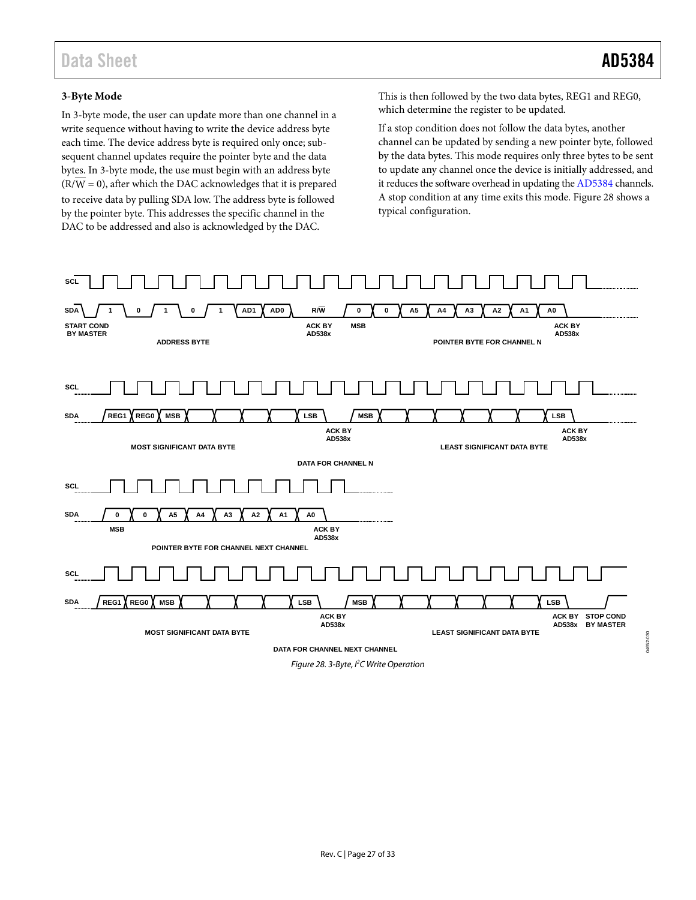### 3-Byte Mode

In 3-byte mode, the user can update more than one channel in a write sequence without having to write the device address byte each time. The device address byte is required only once; subsequent channel updates require the pointer byte and the data bytes. In 3-byte mode, the use must begin with an address byte (R/$\overline{W}$ = 0), after which the DAC acknowledges that it is prepared to receive data by pulling SDA low. The address byte is followed by the pointer byte. This addresses the specific channel in the DAC to be addressed and also is acknowledged by the DAC. This is then followed by the two data bytes, REG1 and REG0, which determine the register to be updated.

If a stop condition does not follow the data bytes, another channel can be updated by sending a new pointer byte, followed by the data bytes. This mode requires only three bytes to be sent to update any channel once the device is initially addressed, and it reduces the software overhead in updating the AD5384 channels. A stop condition at any time exits this mode. Figure 28 shows a typical configuration.

*Figure 28. 3-Byte, I²C Write Operation*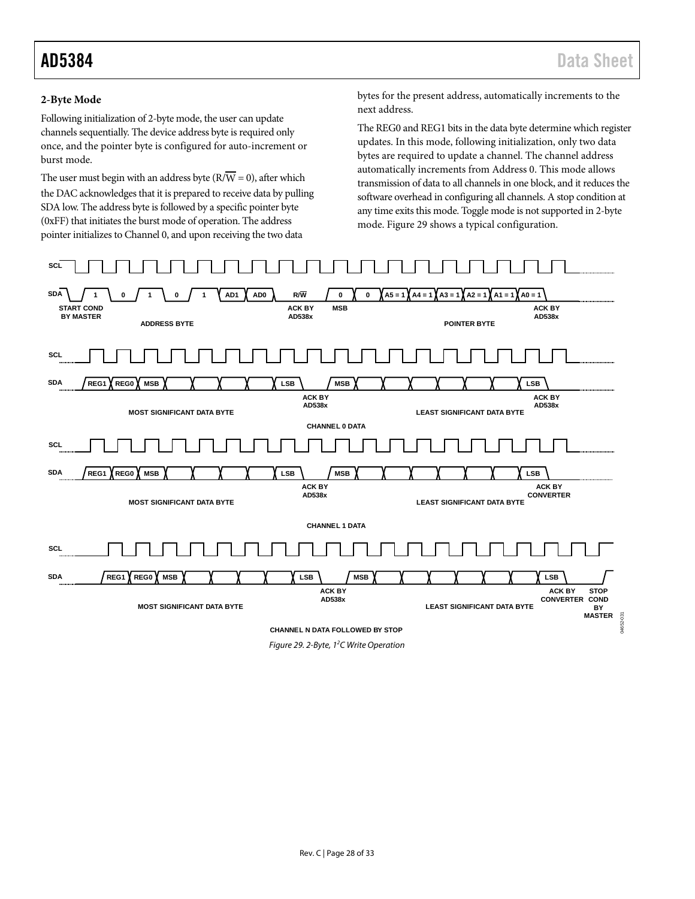### 2-Byte Mode

Following initialization of 2-byte mode, the user can update channels sequentially. The device address byte is required only once, and the pointer byte is configured for auto-increment or burst mode.

The user must begin with an address byte (R/$\overline{W}$ = 0), after which the DAC acknowledges that it is prepared to receive data by pulling SDA low. The address byte is followed by a specific pointer byte (0xFF) that initiates the burst mode of operation. The address pointer initializes to Channel 0, and upon receiving the two data bytes for the present address, automatically increments to the next address.

The REG0 and REG1 bits in the data byte determine which register updates. In this mode, following initialization, only two data bytes are required to update a channel. The channel address automatically increments from Address 0. This mode allows transmission of data to all channels in one block, and it reduces the software overhead in configuring all channels. A stop condition at any time exits this mode. Toggle mode is not supported in 2-byte mode. Figure 29 shows a typical configuration.

Figure 29. 2-Byte, I²C Write Operation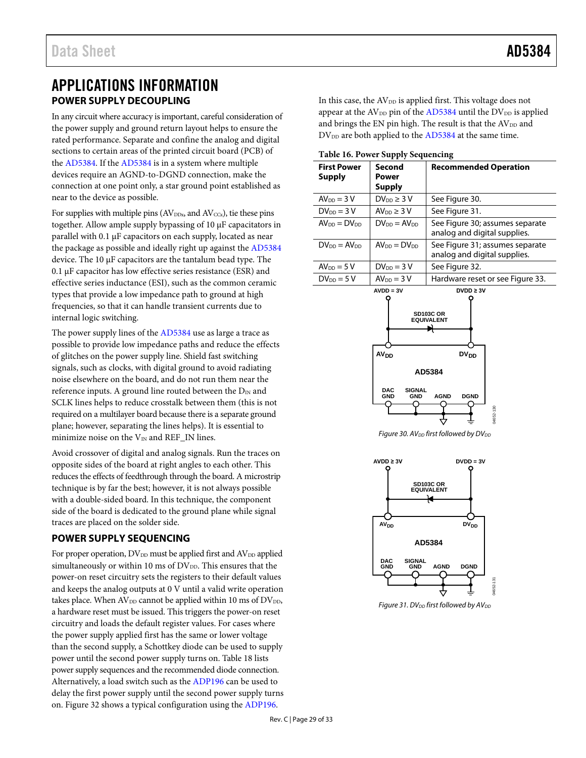# APPLICATIONS INFORMATION

## POWER SUPPLY DECOUPLING

In any circuit where accuracy is important, careful consideration of the power supply and ground return layout helps to ensure the rated performance. Separate and confine the analog and digital sections to certain areas of the printed circuit board (PCB) of the AD5384. If the AD5384 is in a system where multiple devices require an AGND-to-DGND connection, make the connection at one point only, a star ground point established as near to the device as possible.

For supplies with multiple pins ($AV_{DDx}$, and $AV_{CCx}$), tie these pins together. Allow ample supply bypassing of 10 µF capacitors in parallel with 0.1 µF capacitors on each supply, located as near the package as possible and ideally right up against the AD5384 device. The 10 µF capacitors are the tantalum bead type. The 0.1 µF capacitor has low effective series resistance (ESR) and effective series inductance (ESI), such as the common ceramic types that provide a low impedance path to ground at high frequencies, so that it can handle transient currents due to internal logic switching.

The power supply lines of the AD5384 use as large a trace as possible to provide low impedance paths and reduce the effects of glitches on the power supply line. Shield fast switching signals, such as clocks, with digital ground to avoid radiating noise elsewhere on the board, and do not run them near the reference inputs. A ground line routed between the $D_{IN}$ and SCLK lines helps to reduce crosstalk between them (this is not required on a multilayer board because there is a separate ground plane; however, separating the lines helps). It is essential to minimize noise on the $V_{IN}$ and REF_IN lines.

Avoid crossover of digital and analog signals. Run the traces on opposite sides of the board at right angles to each other. This reduces the effects of feedthrough through the board. A microstrip technique is by far the best; however, it is not always possible with a double-sided board. In this technique, the component side of the board is dedicated to the ground plane while signal traces are placed on the solder side.

## POWER SUPPLY SEQUENCING

For proper operation, $DV_{DD}$ must be applied first and $AV_{DD}$ applied simultaneously or within 10 ms of $DV_{DD}$. This ensures that the power-on reset circuitry sets the registers to their default values and keeps the analog outputs at 0 V until a valid write operation takes place. When $AV_{DD}$ cannot be applied within 10 ms of $DV_{DD}$, a hardware reset must be issued. This triggers the power-on reset circuitry and loads the default register values. For cases where the power supply applied first has the same or lower voltage than the second supply, a Schottkey diode can be used to supply power until the second power supply turns on. Table 18 lists power supply sequences and the recommended diode connection. Alternatively, a load switch such as the ADP196 can be used to delay the first power supply until the second power supply turns on. Figure 32 shows a typical configuration using the ADP196.

In this case, the $AV_{DD}$ is applied first. This voltage does not appear at the $AV_{DD}$ pin of the AD5384 until the $DV_{DD}$ is applied and brings the EN pin high. The result is that the $AV_{DD}$ and $DV_{DD}$ are both applied to the AD5384 at the same time.

**Table 16. Power Supply Sequencing**

| First Power Supply | Second Power Supply | Recommended Operation |
|---|---|---|
| $AV_{DD}$ = 3 V | $DV_{DD}$ ≥ 3 V | See Figure 30. |
| $DV_{DD}$ = 3 V | $AV_{DD}$ ≥ 3 V | See Figure 31. |
| $AV_{DD}$ = $DV_{DD}$ | $DV_{DD}$ = $AV_{DD}$ | See Figure 30; assumes separate analog and digital supplies. |
| $DV_{DD}$ = $AV_{DD}$ | $AV_{DD}$ = $DV_{DD}$ | See Figure 31; assumes separate analog and digital supplies. |
| $AV_{DD}$ = 5 V | $DV_{DD}$ = 3 V | See Figure 32. |
| $DV_{DD}$ = 5 V | $AV_{DD}$ = 3 V | Hardware reset or see Figure 33. |

*Figure 30. $AV_{DD}$ first followed by $DV_{DD}$*

*Figure 31. $DV_{DD}$ first followed by $AV_{DD}$*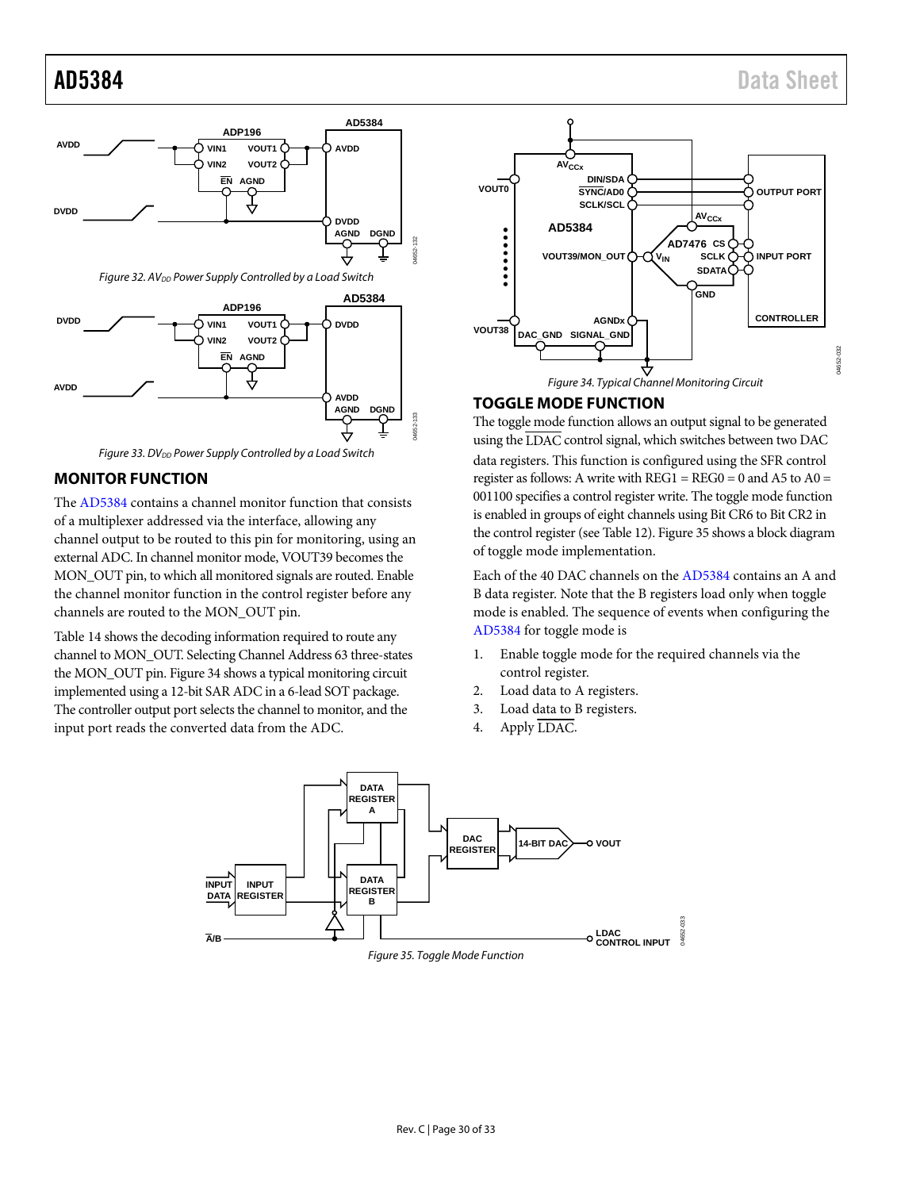Figure 32. $AV_{DD}$ Power Supply Controlled by a Load Switch

Figure 33. $DV_{DD}$ Power Supply Controlled by a Load Switch

## MONITOR FUNCTION

The AD5384 contains a channel monitor function that consists of a multiplexer addressed via the interface, allowing any channel output to be routed to this pin for monitoring, using an external ADC. In channel monitor mode, VOUT39 becomes the MON_OUT pin, to which all monitored signals are routed. Enable the channel monitor function in the control register before any channels are routed to the MON_OUT pin.

Table 14 shows the decoding information required to route any channel to MON_OUT. Selecting Channel Address 63 three-states the MON_OUT pin. Figure 34 shows a typical monitoring circuit implemented using a 12-bit SAR ADC in a 6-lead SOT package. The controller output port selects the channel to monitor, and the input port reads the converted data from the ADC.

Figure 34. Typical Channel Monitoring Circuit

## TOGGLE MODE FUNCTION

The toggle mode function allows an output signal to be generated using the $\overline{\text{LDAC}}$ control signal, which switches between two DAC data registers. This function is configured using the SFR control register as follows: A write with REG1 = REG0 = 0 and A5 to A0 = 001100 specifies a control register write. The toggle mode function is enabled in groups of eight channels using Bit CR6 to Bit CR2 in the control register (see Table 12). Figure 35 shows a block diagram of toggle mode implementation.

Each of the 40 DAC channels on the AD5384 contains an A and B data register. Note that the B registers load only when toggle mode is enabled. The sequence of events when configuring the AD5384 for toggle mode is

1. Enable toggle mode for the required channels via the control register.
2. Load data to A registers.
3. Load data to B registers.
4. Apply $\overline{\text{LDAC}}$.

Figure 35. Toggle Mode Function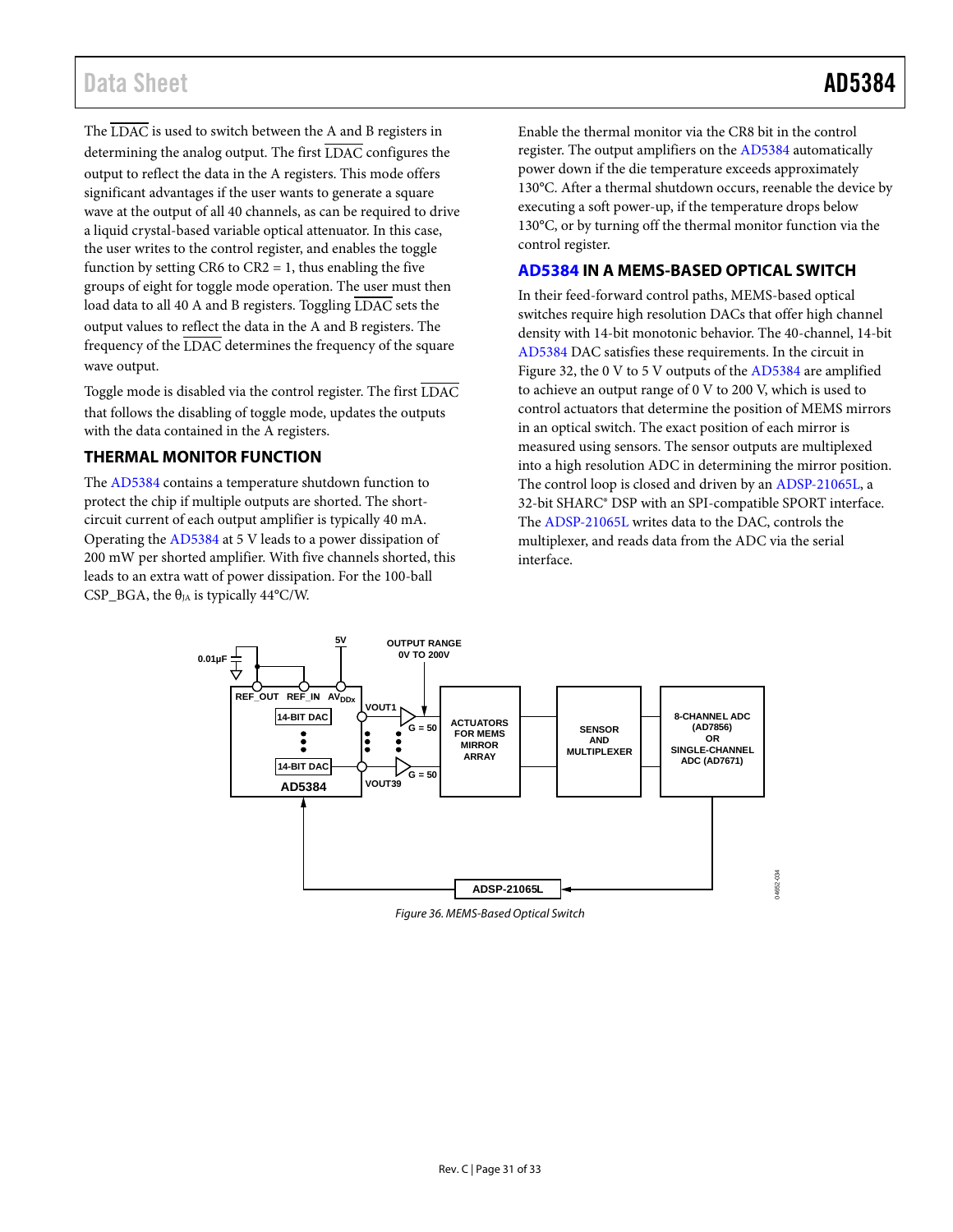The LDAC is used to switch between the A and B registers in determining the analog output. The first LDAC configures the output to reflect the data in the A registers. This mode offers significant advantages if the user wants to generate a square wave at the output of all 40 channels, as can be required to drive a liquid crystal-based variable optical attenuator. In this case, the user writes to the control register, and enables the toggle function by setting CR6 to CR2 = 1, thus enabling the five groups of eight for toggle mode operation. The user must then load data to all 40 A and B registers. Toggling LDAC sets the output values to reflect the data in the A and B registers. The frequency of the LDAC determines the frequency of the square wave output.

Toggle mode is disabled via the control register. The first LDAC that follows the disabling of toggle mode, updates the outputs with the data contained in the A registers.

## THERMAL MONITOR FUNCTION

The AD5384 contains a temperature shutdown function to protect the chip if multiple outputs are shorted. The short-circuit current of each output amplifier is typically 40 mA. Operating the AD5384 at 5 V leads to a power dissipation of 200 mW per shorted amplifier. With five channels shorted, this leads to an extra watt of power dissipation. For the 100-ball CSP_BGA, the $\theta_{JA}$ is typically 44°C/W.

Enable the thermal monitor via the CR8 bit in the control register. The output amplifiers on the AD5384 automatically power down if the die temperature exceeds approximately 130°C. After a thermal shutdown occurs, reenable the device by executing a soft power-up, if the temperature drops below 130°C, or by turning off the thermal monitor function via the control register.

## AD5384 IN A MEMS-BASED OPTICAL SWITCH

In their feed-forward control paths, MEMS-based optical switches require high resolution DACs that offer high channel density with 14-bit monotonic behavior. The 40-channel, 14-bit AD5384 DAC satisfies these requirements. In the circuit in Figure 32, the 0 V to 5 V outputs of the AD5384 are amplified to achieve an output range of 0 V to 200 V, which is used to control actuators that determine the position of MEMS mirrors in an optical switch. The exact position of each mirror is measured using sensors. The sensor outputs are multiplexed into a high resolution ADC in determining the mirror position. The control loop is closed and driven by an ADSP-21065L, a 32-bit SHARC® DSP with an SPI-compatible SPORT interface. The ADSP-21065L writes data to the DAC, controls the multiplexer, and reads data from the ADC via the serial interface.

*Figure 36. MEMS-Based Optical Switch*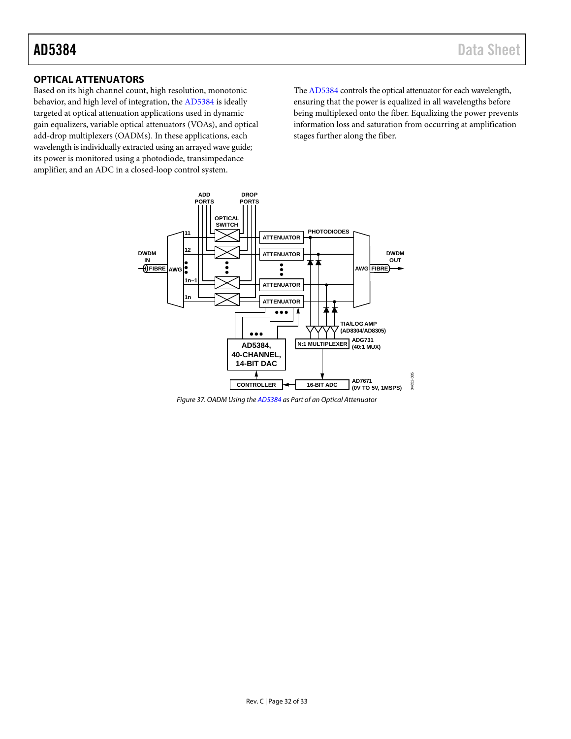## OPTICAL ATTENUATORS

Based on its high channel count, high resolution, monotonic behavior, and high level of integration, the AD5384 is ideally targeted at optical attenuation applications used in dynamic gain equalizers, variable optical attenuators (VOAs), and optical add-drop multiplexers (OADMs). In these applications, each wavelength is individually extracted using an arrayed wave guide; its power is monitored using a photodiode, transimpedance amplifier, and an ADC in a closed-loop control system.

The AD5384 controls the optical attenuator for each wavelength, ensuring that the power is equalized in all wavelengths before being multiplexed onto the fiber. Equalizing the power prevents information loss and saturation from occurring at amplification stages further along the fiber.

*Figure 37. OADM Using the AD5384 as Part of an Optical Attenuator*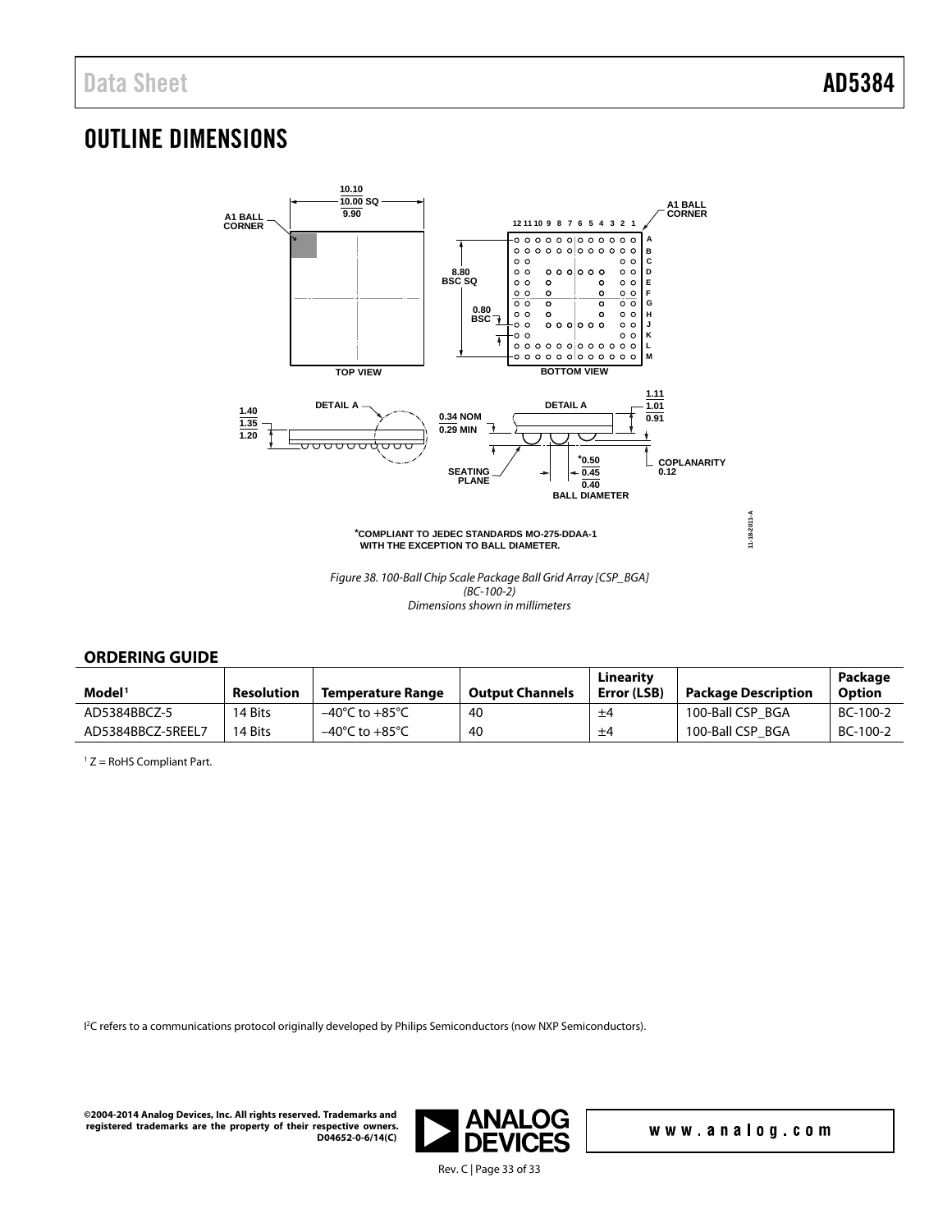## OUTLINE DIMENSIONS

10.10
10.00 SQ
9.90

A1 BALL CORNER

A1 BALL CORNER

12 11 10 9 8 7 6 5 4 3 2 1

A B C D E F G H J K L M

8.80 BSC SQ

0.80 BSC

TOP VIEW

BOTTOM VIEW

DETAIL A

1.40
1.35
1.20

DETAIL A

0.34 NOM
0.29 MIN

1.11
1.01
0.91

SEATING PLANE

*0.50
0.45
0.40
BALL DIAMETER

COPLANARITY 0.12

*COMPLIANT TO JEDEC STANDARDS MO-275-DDAA-1 WITH THE EXCEPTION TO BALL DIAMETER.

11-18-2011-A

*Figure 38. 100-Ball Chip Scale Package Ball Grid Array [CSP_BGA] (BC-100-2) Dimensions shown in millimeters*

## ORDERING GUIDE

| Model[1] | Resolution | Temperature Range | Output Channels | Linearity Error (LSB) | Package Description | Package Option |
|---|---|---|---|---|---|---|
| AD5384BBCZ-5 | 14 Bits | −40°C to +85°C | 40 | ±4 | 100-Ball CSP_BGA | BC-100-2 |
| AD5384BBCZ-5REEL7 | 14 Bits | −40°C to +85°C | 40 | ±4 | 100-Ball CSP_BGA | BC-100-2 |

[1] Z = RoHS Compliant Part.

I²C refers to a communications protocol originally developed by Philips Semiconductors (now NXP Semiconductors).

©2004-2014 Analog Devices, Inc. All rights reserved. Trademarks and registered trademarks are the property of their respective owners. D04652-0-6/14(C)